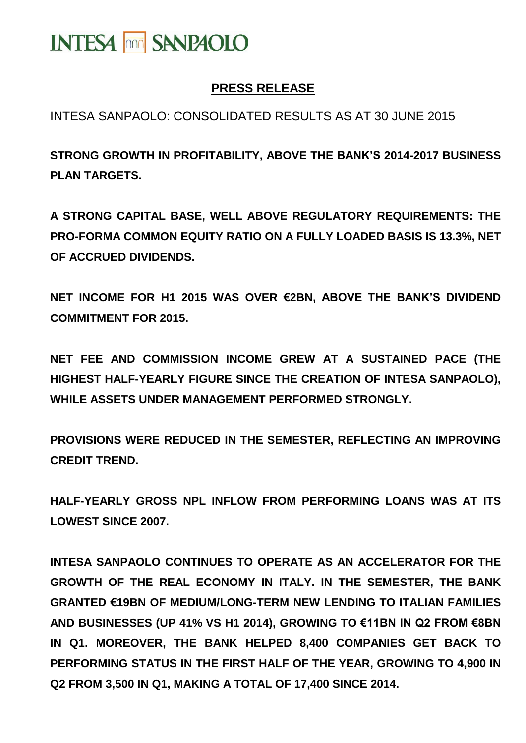INTESA SANPAOLO

## PRESS RELEASE

INTESA SANPAOLO: CONSOLIDATED RESULTS AS AT 30 JUNE 2015

**STRONG GROWTH IN PROFITABILITY, ABOVE THE BANK'S 2014-2017 BUSINESS PLAN TARGETS.**

**A STRONG CAPITAL BASE, WELL ABOVE REGULATORY REQUIREMENTS: THE PRO-FORMA COMMON EQUITY RATIO ON A FULLY LOADED BASIS IS 13.3%, NET OF ACCRUED DIVIDENDS.**

**NET INCOME FOR H1 2015 WAS OVER €2BN, ABOVE THE BANK'S DIVIDEND COMMITMENT FOR 2015.**

**NET FEE AND COMMISSION INCOME GREW AT A SUSTAINED PACE (THE HIGHEST HALF-YEARLY FIGURE SINCE THE CREATION OF INTESA SANPAOLO), WHILE ASSETS UNDER MANAGEMENT PERFORMED STRONGLY.**

**PROVISIONS WERE REDUCED IN THE SEMESTER, REFLECTING AN IMPROVING CREDIT TREND.**

**HALF-YEARLY GROSS NPL INFLOW FROM PERFORMING LOANS WAS AT ITS LOWEST SINCE 2007.**

**INTESA SANPAOLO CONTINUES TO OPERATE AS AN ACCELERATOR FOR THE GROWTH OF THE REAL ECONOMY IN ITALY. IN THE SEMESTER, THE BANK GRANTED €19BN OF MEDIUM/LONG-TERM NEW LENDING TO ITALIAN FAMILIES AND BUSINESSES (UP 41% VS H1 2014), GROWING TO €11BN IN Q2 FROM €8BN IN Q1. MOREOVER, THE BANK HELPED 8,400 COMPANIES GET BACK TO PERFORMING STATUS IN THE FIRST HALF OF THE YEAR, GROWING TO 4,900 IN Q2 FROM 3,500 IN Q1, MAKING A TOTAL OF 17,400 SINCE 2014.**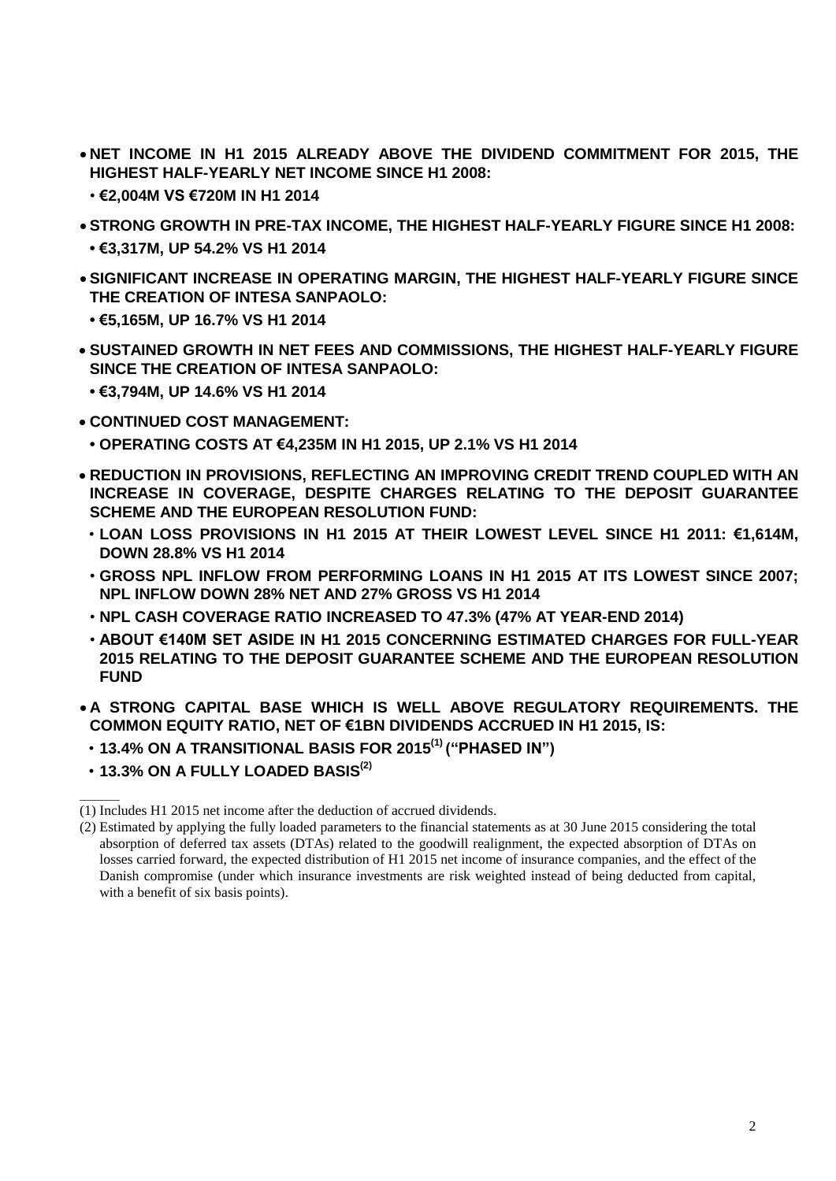- **NET INCOME IN H1 2015 ALREADY ABOVE THE DIVIDEND COMMITMENT FOR 2015, THE HIGHEST HALF-YEARLY NET INCOME SINCE H1 2008:**
  - **€2,004M VS €720M IN H1 2014**
- **STRONG GROWTH IN PRE-TAX INCOME, THE HIGHEST HALF-YEARLY FIGURE SINCE H1 2008:**
  - **€3,317M, UP 54.2% VS H1 2014**
- **SIGNIFICANT INCREASE IN OPERATING MARGIN, THE HIGHEST HALF-YEARLY FIGURE SINCE THE CREATION OF INTESA SANPAOLO:**
  - **€5,165M, UP 16.7% VS H1 2014**
- **SUSTAINED GROWTH IN NET FEES AND COMMISSIONS, THE HIGHEST HALF-YEARLY FIGURE SINCE THE CREATION OF INTESA SANPAOLO:**
  - **€3,794M, UP 14.6% VS H1 2014**
- **CONTINUED COST MANAGEMENT:**
  - **OPERATING COSTS AT €4,235M IN H1 2015, UP 2.1% VS H1 2014**
- **REDUCTION IN PROVISIONS, REFLECTING AN IMPROVING CREDIT TREND COUPLED WITH AN INCREASE IN COVERAGE, DESPITE CHARGES RELATING TO THE DEPOSIT GUARANTEE SCHEME AND THE EUROPEAN RESOLUTION FUND:**
  - **LOAN LOSS PROVISIONS IN H1 2015 AT THEIR LOWEST LEVEL SINCE H1 2011: €1,614M, DOWN 28.8% VS H1 2014**
  - **GROSS NPL INFLOW FROM PERFORMING LOANS IN H1 2015 AT ITS LOWEST SINCE 2007; NPL INFLOW DOWN 28% NET AND 27% GROSS VS H1 2014**
  - **NPL CASH COVERAGE RATIO INCREASED TO 47.3% (47% AT YEAR-END 2014)**
  - **ABOUT €140M SET ASIDE IN H1 2015 CONCERNING ESTIMATED CHARGES FOR FULL-YEAR 2015 RELATING TO THE DEPOSIT GUARANTEE SCHEME AND THE EUROPEAN RESOLUTION FUND**
- **A STRONG CAPITAL BASE WHICH IS WELL ABOVE REGULATORY REQUIREMENTS. THE COMMON EQUITY RATIO, NET OF €1BN DIVIDENDS ACCRUED IN H1 2015, IS:**
  - **13.4% ON A TRANSITIONAL BASIS FOR 2015[1] ("PHASED IN")**
  - **13.3% ON A FULLY LOADED BASIS[2]**

______

(1) Includes H1 2015 net income after the deduction of accrued dividends.

(2) Estimated by applying the fully loaded parameters to the financial statements as at 30 June 2015 considering the total absorption of deferred tax assets (DTAs) related to the goodwill realignment, the expected absorption of DTAs on losses carried forward, the expected distribution of H1 2015 net income of insurance companies, and the effect of the Danish compromise (under which insurance investments are risk weighted instead of being deducted from capital, with a benefit of six basis points).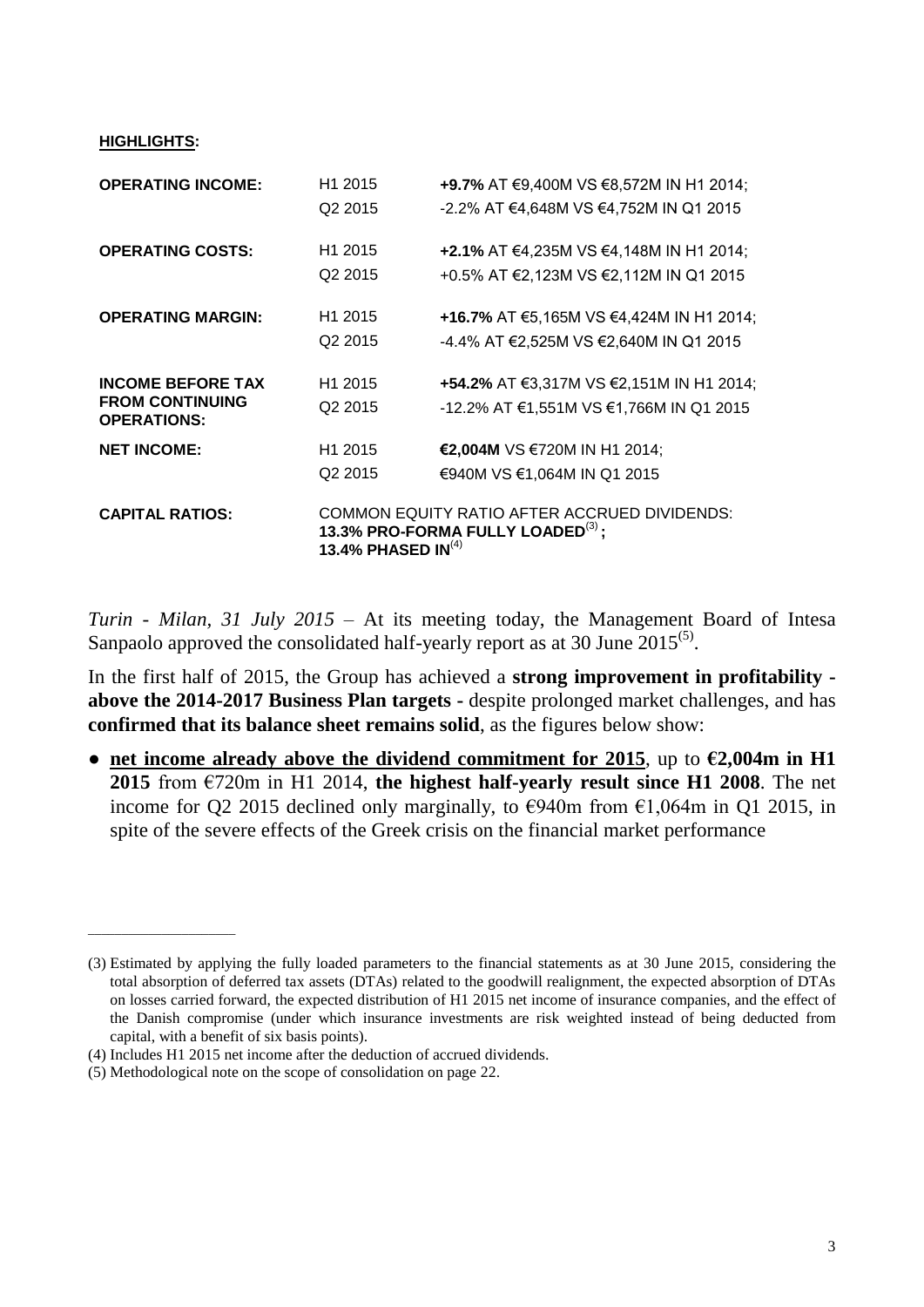**HIGHLIGHTS:**

| | | |
|---|---|---|
| **OPERATING INCOME:** | H1 2015 | **+9.7%** AT €9,400M VS €8,572M IN H1 2014; |
| | Q2 2015 | -2.2% AT €4,648M VS €4,752M IN Q1 2015 |
| **OPERATING COSTS:** | H1 2015 | **+2.1%** AT €4,235M VS €4,148M IN H1 2014; |
| | Q2 2015 | +0.5% AT €2,123M VS €2,112M IN Q1 2015 |
| **OPERATING MARGIN:** | H1 2015 | **+16.7%** AT €5,165M VS €4,424M IN H1 2014; |
| | Q2 2015 | -4.4% AT €2,525M VS €2,640M IN Q1 2015 |
| **INCOME BEFORE TAX FROM CONTINUING OPERATIONS:** | H1 2015 | **+54.2%** AT €3,317M VS €2,151M IN H1 2014; |
| | Q2 2015 | -12.2% AT €1,551M VS €1,766M IN Q1 2015 |
| **NET INCOME:** | H1 2015 | **€2,004M** VS €720M IN H1 2014; |
| | Q2 2015 | €940M VS €1,064M IN Q1 2015 |
| **CAPITAL RATIOS:** | COMMON EQUITY RATIO AFTER ACCRUED DIVIDENDS: **13.3% PRO-FORMA FULLY LOADED**[(3)]**; 13.4% PHASED IN**[(4)] | |

*Turin - Milan, 31 July 2015* – At its meeting today, the Management Board of Intesa Sanpaolo approved the consolidated half-yearly report as at 30 June 2015[(5)].

In the first half of 2015, the Group has achieved a **strong improvement in profitability - above the 2014-2017 Business Plan targets -** despite prolonged market challenges, and has **confirmed that its balance sheet remains solid**, as the figures below show:

- **net income already above the dividend commitment for 2015**, up to **€2,004m in H1 2015** from €720m in H1 2014, **the highest half-yearly result since H1 2008**. The net income for Q2 2015 declined only marginally, to €940m from €1,064m in Q1 2015, in spite of the severe effects of the Greek crisis on the financial market performance

---

(3) Estimated by applying the fully loaded parameters to the financial statements as at 30 June 2015, considering the total absorption of deferred tax assets (DTAs) related to the goodwill realignment, the expected absorption of DTAs on losses carried forward, the expected distribution of H1 2015 net income of insurance companies, and the effect of the Danish compromise (under which insurance investments are risk weighted instead of being deducted from capital, with a benefit of six basis points).

(4) Includes H1 2015 net income after the deduction of accrued dividends.

(5) Methodological note on the scope of consolidation on page 22.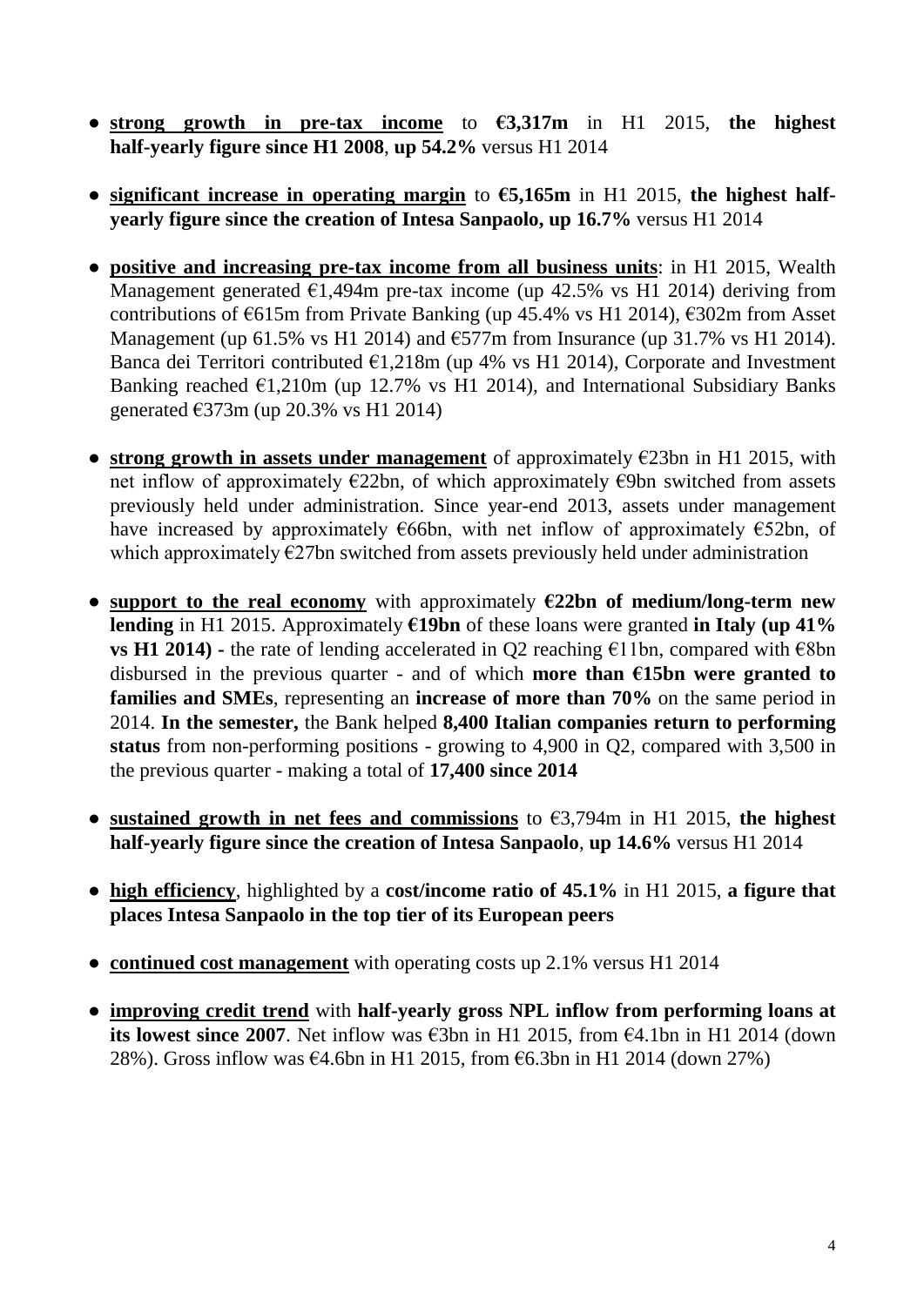- **strong growth in pre-tax income** to **€3,317m** in H1 2015, **the highest half-yearly figure since H1 2008**, **up 54.2%** versus H1 2014

- **significant increase in operating margin** to **€5,165m** in H1 2015, **the highest half-yearly figure since the creation of Intesa Sanpaolo, up 16.7%** versus H1 2014

- **positive and increasing pre-tax income from all business units**: in H1 2015, Wealth Management generated €1,494m pre-tax income (up 42.5% vs H1 2014) deriving from contributions of €615m from Private Banking (up 45.4% vs H1 2014), €302m from Asset Management (up 61.5% vs H1 2014) and €577m from Insurance (up 31.7% vs H1 2014). Banca dei Territori contributed €1,218m (up 4% vs H1 2014), Corporate and Investment Banking reached €1,210m (up 12.7% vs H1 2014), and International Subsidiary Banks generated €373m (up 20.3% vs H1 2014)

- **strong growth in assets under management** of approximately €23bn in H1 2015, with net inflow of approximately €22bn, of which approximately €9bn switched from assets previously held under administration. Since year-end 2013, assets under management have increased by approximately €66bn, with net inflow of approximately €52bn, of which approximately €27bn switched from assets previously held under administration

- **support to the real economy** with approximately **€22bn of medium/long-term new lending** in H1 2015. Approximately **€19bn** of these loans were granted **in Italy (up 41% vs H1 2014) -** the rate of lending accelerated in Q2 reaching €11bn, compared with €8bn disbursed in the previous quarter - and of which **more than €15bn were granted to families and SMEs**, representing an **increase of more than 70%** on the same period in 2014. **In the semester,** the Bank helped **8,400 Italian companies return to performing status** from non-performing positions - growing to 4,900 in Q2, compared with 3,500 in the previous quarter - making a total of **17,400 since 2014**

- **sustained growth in net fees and commissions** to €3,794m in H1 2015, **the highest half-yearly figure since the creation of Intesa Sanpaolo**, **up 14.6%** versus H1 2014

- **high efficiency**, highlighted by a **cost/income ratio of 45.1%** in H1 2015, **a figure that places Intesa Sanpaolo in the top tier of its European peers**

- **continued cost management** with operating costs up 2.1% versus H1 2014

- **improving credit trend** with **half-yearly gross NPL inflow from performing loans at its lowest since 2007**. Net inflow was €3bn in H1 2015, from €4.1bn in H1 2014 (down 28%). Gross inflow was €4.6bn in H1 2015, from €6.3bn in H1 2014 (down 27%)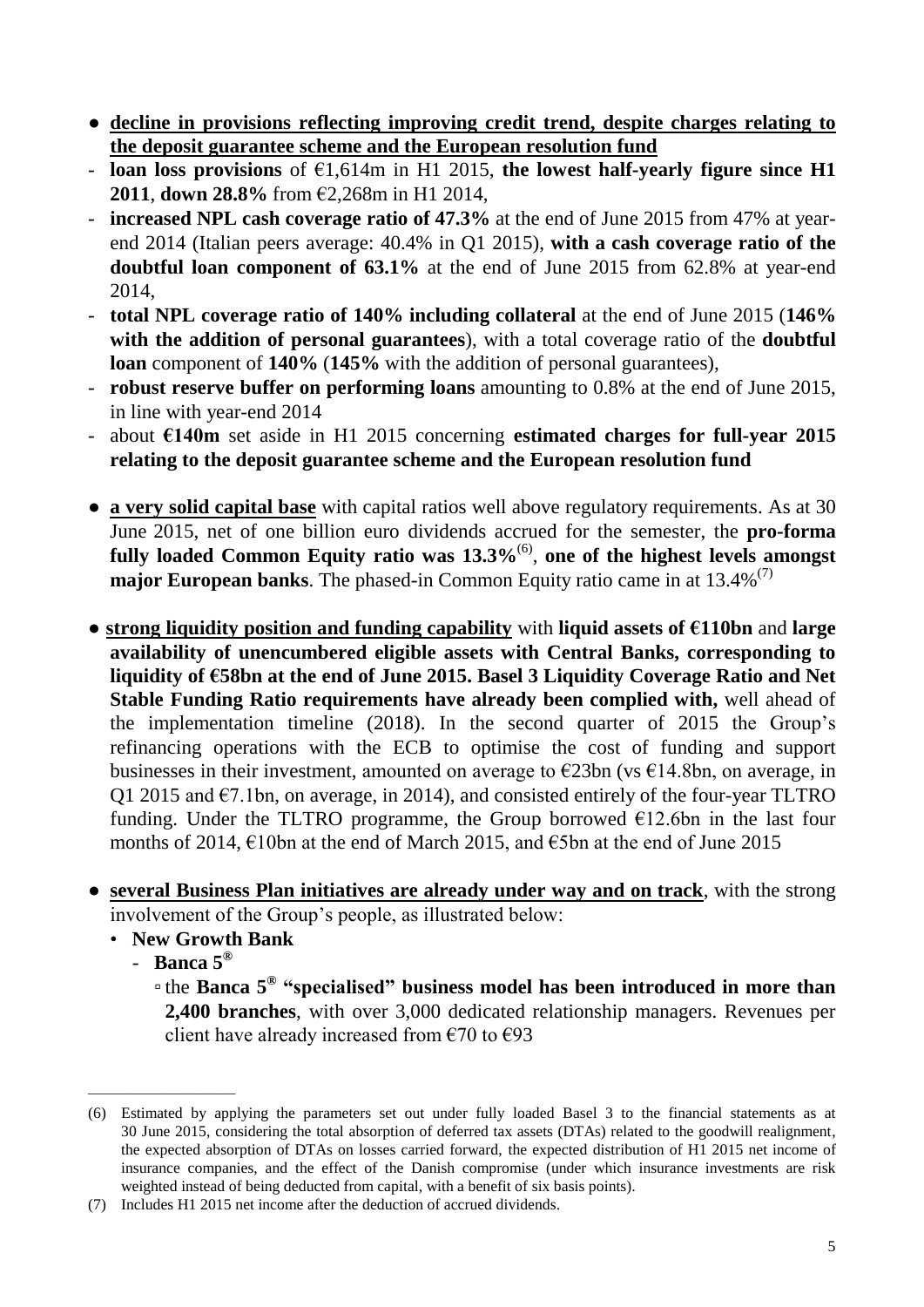- **<u>decline in provisions reflecting improving credit trend, despite charges relating to the deposit guarantee scheme and the European resolution fund</u>**
  - **loan loss provisions** of €1,614m in H1 2015, **the lowest half-yearly figure since H1 2011**, **down 28.8%** from €2,268m in H1 2014,
  - **increased NPL cash coverage ratio of 47.3%** at the end of June 2015 from 47% at year-end 2014 (Italian peers average: 40.4% in Q1 2015), **with a cash coverage ratio of the doubtful loan component of 63.1%** at the end of June 2015 from 62.8% at year-end 2014,
  - **total NPL coverage ratio of 140% including collateral** at the end of June 2015 (**146% with the addition of personal guarantees**), with a total coverage ratio of the **doubtful loan** component of **140%** (**145%** with the addition of personal guarantees),
  - **robust reserve buffer on performing loans** amounting to 0.8% at the end of June 2015, in line with year-end 2014
  - about **€140m** set aside in H1 2015 concerning **estimated charges for full-year 2015 relating to the deposit guarantee scheme and the European resolution fund**

- **<u>a very solid capital base</u>** with capital ratios well above regulatory requirements. As at 30 June 2015, net of one billion euro dividends accrued for the semester, the **pro-forma fully loaded Common Equity ratio was 13.3%**[(6)], **one of the highest levels amongst major European banks**. The phased-in Common Equity ratio came in at 13.4%[(7)]

- **<u>strong liquidity position and funding capability</u>** with **liquid assets of €110bn** and **large availability of unencumbered eligible assets with Central Banks, corresponding to liquidity of €58bn at the end of June 2015. Basel 3 Liquidity Coverage Ratio and Net Stable Funding Ratio requirements have already been complied with,** well ahead of the implementation timeline (2018). In the second quarter of 2015 the Group's refinancing operations with the ECB to optimise the cost of funding and support businesses in their investment, amounted on average to €23bn (vs €14.8bn, on average, in Q1 2015 and €7.1bn, on average, in 2014), and consisted entirely of the four-year TLTRO funding. Under the TLTRO programme, the Group borrowed €12.6bn in the last four months of 2014, €10bn at the end of March 2015, and €5bn at the end of June 2015

- **<u>several Business Plan initiatives are already under way and on track</u>**, with the strong involvement of the Group's people, as illustrated below:
  - **New Growth Bank**
    - **Banca 5®**
      - the **Banca 5® "specialised" business model has been introduced in more than 2,400 branches**, with over 3,000 dedicated relationship managers. Revenues per client have already increased from €70 to €93

---

(6) Estimated by applying the parameters set out under fully loaded Basel 3 to the financial statements as at 30 June 2015, considering the total absorption of deferred tax assets (DTAs) related to the goodwill realignment, the expected absorption of DTAs on losses carried forward, the expected distribution of H1 2015 net income of insurance companies, and the effect of the Danish compromise (under which insurance investments are risk weighted instead of being deducted from capital, with a benefit of six basis points).

(7) Includes H1 2015 net income after the deduction of accrued dividends.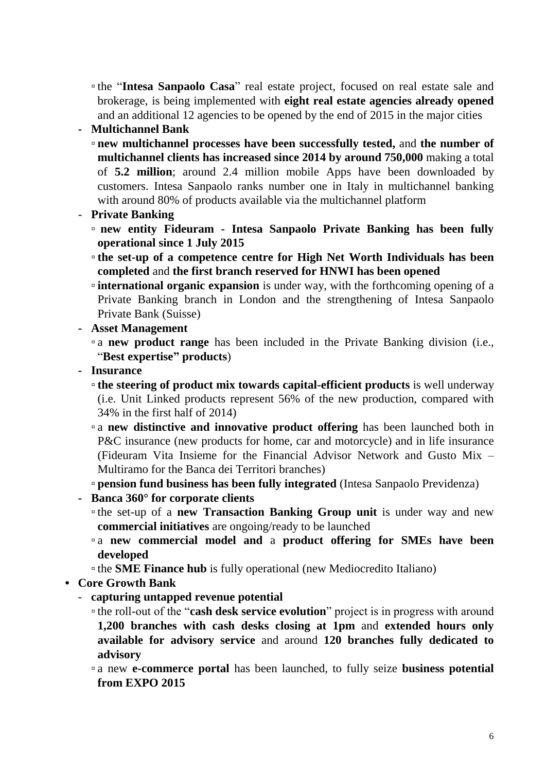- the "**Intesa Sanpaolo Casa**" real estate project, focused on real estate sale and brokerage, is being implemented with **eight real estate agencies already opened** and an additional 12 agencies to be opened by the end of 2015 in the major cities

- **Multichannel Bank**
  - **new multichannel processes have been successfully tested,** and **the number of multichannel clients has increased since 2014 by around 750,000** making a total of **5.2 million**; around 2.4 million mobile Apps have been downloaded by customers. Intesa Sanpaolo ranks number one in Italy in multichannel banking with around 80% of products available via the multichannel platform
- **Private Banking**
  - **new entity Fideuram - Intesa Sanpaolo Private Banking has been fully operational since 1 July 2015**
  - **the set-up of a competence centre for High Net Worth Individuals has been completed** and **the first branch reserved for HNWI has been opened**
  - **international organic expansion** is under way, with the forthcoming opening of a Private Banking branch in London and the strengthening of Intesa Sanpaolo Private Bank (Suisse)
- **Asset Management**
  - a **new product range** has been included in the Private Banking division (i.e., "**Best expertise" products**)
- **Insurance**
  - **the steering of product mix towards capital-efficient products** is well underway (i.e. Unit Linked products represent 56% of the new production, compared with 34% in the first half of 2014)
  - a **new distinctive and innovative product offering** has been launched both in P&C insurance (new products for home, car and motorcycle) and in life insurance (Fideuram Vita Insieme for the Financial Advisor Network and Gusto Mix – Multiramo for the Banca dei Territori branches)
  - **pension fund business has been fully integrated** (Intesa Sanpaolo Previdenza)
- **Banca 360° for corporate clients**
  - the set-up of a **new Transaction Banking Group unit** is under way and new **commercial initiatives** are ongoing/ready to be launched
  - a **new commercial model and** a **product offering for SMEs have been developed**
  - the **SME Finance hub** is fully operational (new Mediocredito Italiano)

- **Core Growth Bank**
  - **capturing untapped revenue potential**
    - the roll-out of the "**cash desk service evolution**" project is in progress with around **1,200 branches with cash desks closing at 1pm** and **extended hours only available for advisory service** and around **120 branches fully dedicated to advisory**
    - a new **e-commerce portal** has been launched, to fully seize **business potential from EXPO 2015**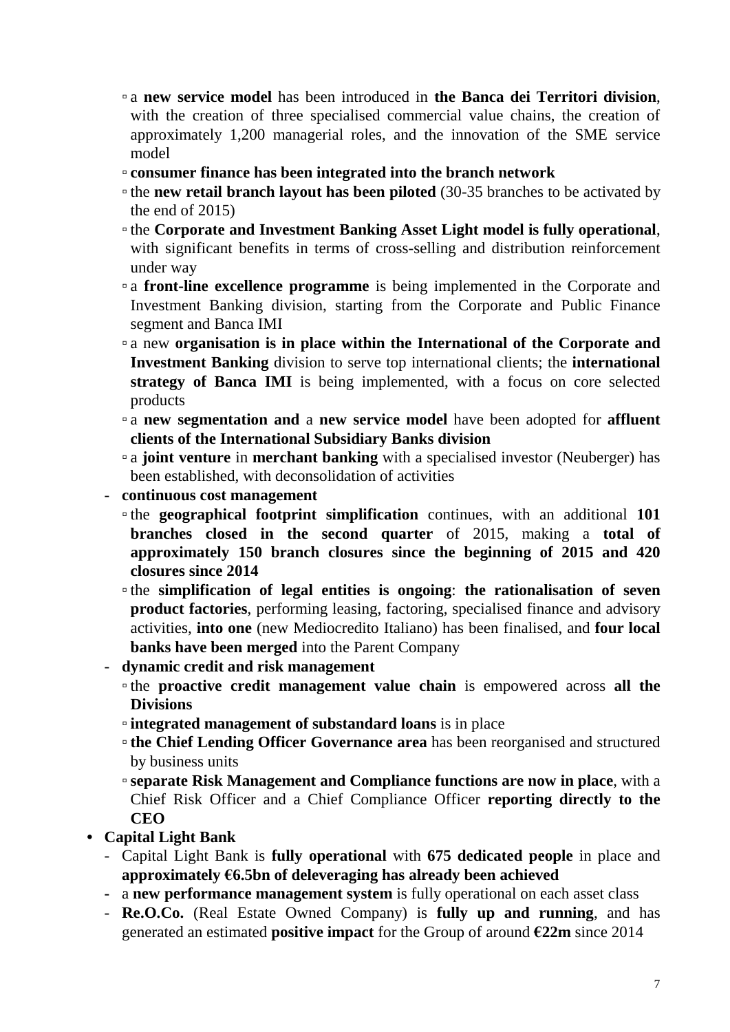- a **new service model** has been introduced in **the Banca dei Territori division**, with the creation of three specialised commercial value chains, the creation of approximately 1,200 managerial roles, and the innovation of the SME service model
    - **consumer finance has been integrated into the branch network**
    - the **new retail branch layout has been piloted** (30-35 branches to be activated by the end of 2015)
    - the **Corporate and Investment Banking Asset Light model is fully operational**, with significant benefits in terms of cross-selling and distribution reinforcement under way
    - a **front-line excellence programme** is being implemented in the Corporate and Investment Banking division, starting from the Corporate and Public Finance segment and Banca IMI
    - a new **organisation is in place within the International of the Corporate and Investment Banking** division to serve top international clients; the **international strategy of Banca IMI** is being implemented, with a focus on core selected products
    - a **new segmentation and** a **new service model** have been adopted for **affluent clients of the International Subsidiary Banks division**
    - a **joint venture** in **merchant banking** with a specialised investor (Neuberger) has been established, with deconsolidation of activities
  - **continuous cost management**
    - the **geographical footprint simplification** continues, with an additional **101 branches closed in the second quarter** of 2015, making a **total of approximately 150 branch closures since the beginning of 2015 and 420 closures since 2014**
    - the **simplification of legal entities is ongoing**: **the rationalisation of seven product factories**, performing leasing, factoring, specialised finance and advisory activities, **into one** (new Mediocredito Italiano) has been finalised, and **four local banks have been merged** into the Parent Company
  - **dynamic credit and risk management**
    - the **proactive credit management value chain** is empowered across **all the Divisions**
    - **integrated management of substandard loans** is in place
    - **the Chief Lending Officer Governance area** has been reorganised and structured by business units
    - **separate Risk Management and Compliance functions are now in place**, with a Chief Risk Officer and a Chief Compliance Officer **reporting directly to the CEO**
- **Capital Light Bank**
  - Capital Light Bank is **fully operational** with **675 dedicated people** in place and **approximately €6.5bn of deleveraging has already been achieved**
  - a **new performance management system** is fully operational on each asset class
  - **Re.O.Co.** (Real Estate Owned Company) is **fully up and running**, and has generated an estimated **positive impact** for the Group of around **€22m** since 2014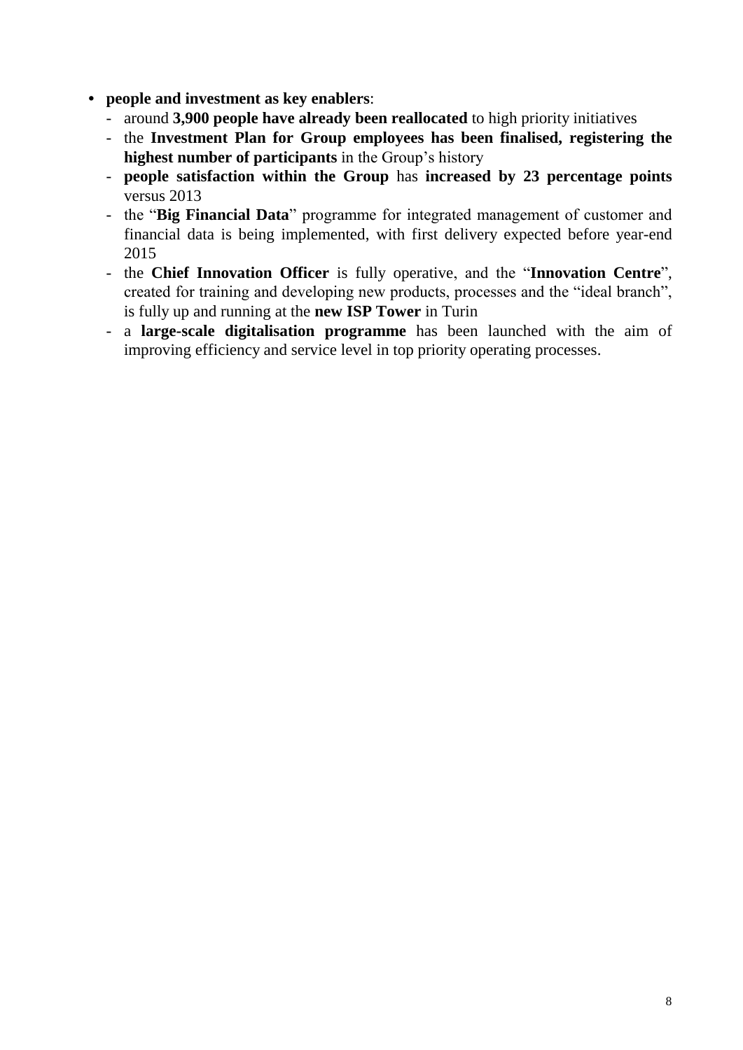- **people and investment as key enablers**:
  - around **3,900 people have already been reallocated** to high priority initiatives
  - the **Investment Plan for Group employees has been finalised, registering the highest number of participants** in the Group's history
  - **people satisfaction within the Group** has **increased by 23 percentage points** versus 2013
  - the "**Big Financial Data**" programme for integrated management of customer and financial data is being implemented, with first delivery expected before year-end 2015
  - the **Chief Innovation Officer** is fully operative, and the "**Innovation Centre**", created for training and developing new products, processes and the "ideal branch", is fully up and running at the **new ISP Tower** in Turin
  - a **large-scale digitalisation programme** has been launched with the aim of improving efficiency and service level in top priority operating processes.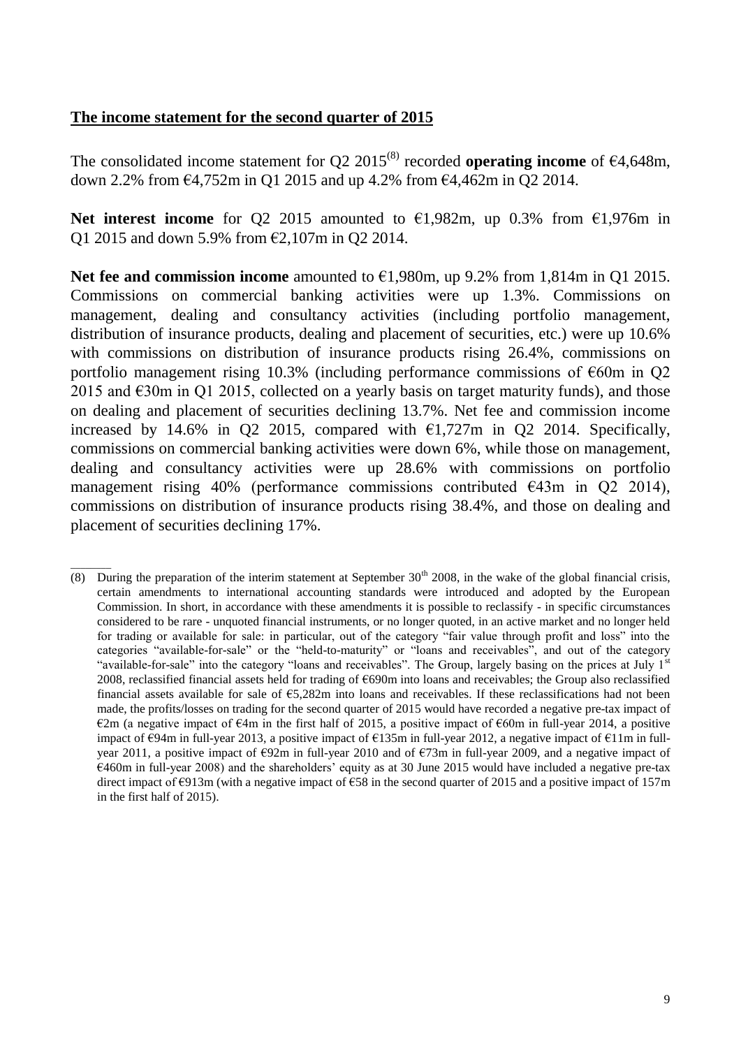**The income statement for the second quarter of 2015**

The consolidated income statement for Q2 2015[(8)] recorded **operating income** of €4,648m, down 2.2% from €4,752m in Q1 2015 and up 4.2% from €4,462m in Q2 2014.

**Net interest income** for Q2 2015 amounted to €1,982m, up 0.3% from €1,976m in Q1 2015 and down 5.9% from €2,107m in Q2 2014.

**Net fee and commission income** amounted to €1,980m, up 9.2% from 1,814m in Q1 2015. Commissions on commercial banking activities were up 1.3%. Commissions on management, dealing and consultancy activities (including portfolio management, distribution of insurance products, dealing and placement of securities, etc.) were up 10.6% with commissions on distribution of insurance products rising 26.4%, commissions on portfolio management rising 10.3% (including performance commissions of €60m in Q2 2015 and €30m in Q1 2015, collected on a yearly basis on target maturity funds), and those on dealing and placement of securities declining 13.7%. Net fee and commission income increased by 14.6% in Q2 2015, compared with €1,727m in Q2 2014. Specifically, commissions on commercial banking activities were down 6%, while those on management, dealing and consultancy activities were up 28.6% with commissions on portfolio management rising 40% (performance commissions contributed €43m in Q2 2014), commissions on distribution of insurance products rising 38.4%, and those on dealing and placement of securities declining 17%.

---

(8) During the preparation of the interim statement at September 30th 2008, in the wake of the global financial crisis, certain amendments to international accounting standards were introduced and adopted by the European Commission. In short, in accordance with these amendments it is possible to reclassify - in specific circumstances considered to be rare - unquoted financial instruments, or no longer quoted, in an active market and no longer held for trading or available for sale: in particular, out of the category "fair value through profit and loss" into the categories "available-for-sale" or the "held-to-maturity" or "loans and receivables", and out of the category "available-for-sale" into the category "loans and receivables". The Group, largely basing on the prices at July 1st 2008, reclassified financial assets held for trading of €690m into loans and receivables; the Group also reclassified financial assets available for sale of €5,282m into loans and receivables. If these reclassifications had not been made, the profits/losses on trading for the second quarter of 2015 would have recorded a negative pre-tax impact of €2m (a negative impact of €4m in the first half of 2015, a positive impact of €60m in full-year 2014, a positive impact of €94m in full-year 2013, a positive impact of €135m in full-year 2012, a negative impact of €11m in full-year 2011, a positive impact of €92m in full-year 2010 and of €73m in full-year 2009, and a negative impact of €460m in full-year 2008) and the shareholders' equity as at 30 June 2015 would have included a negative pre-tax direct impact of €913m (with a negative impact of €58 in the second quarter of 2015 and a positive impact of 157m in the first half of 2015).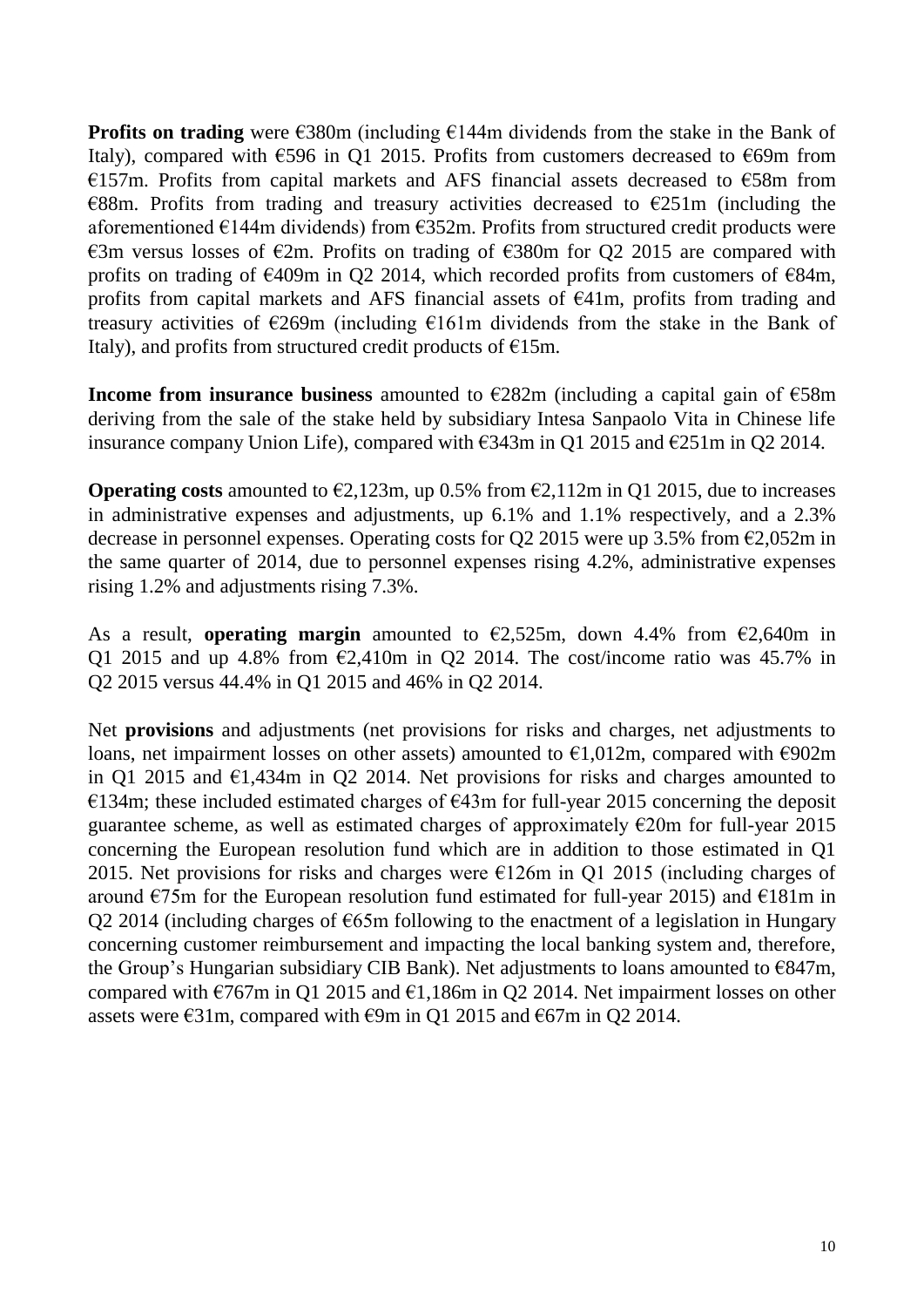**Profits on trading** were €380m (including €144m dividends from the stake in the Bank of Italy), compared with €596 in Q1 2015. Profits from customers decreased to €69m from €157m. Profits from capital markets and AFS financial assets decreased to €58m from €88m. Profits from trading and treasury activities decreased to €251m (including the aforementioned €144m dividends) from €352m. Profits from structured credit products were €3m versus losses of €2m. Profits on trading of €380m for Q2 2015 are compared with profits on trading of €409m in Q2 2014, which recorded profits from customers of €84m, profits from capital markets and AFS financial assets of €41m, profits from trading and treasury activities of €269m (including €161m dividends from the stake in the Bank of Italy), and profits from structured credit products of €15m.

**Income from insurance business** amounted to €282m (including a capital gain of €58m deriving from the sale of the stake held by subsidiary Intesa Sanpaolo Vita in Chinese life insurance company Union Life), compared with €343m in Q1 2015 and €251m in Q2 2014.

**Operating costs** amounted to €2,123m, up 0.5% from €2,112m in Q1 2015, due to increases in administrative expenses and adjustments, up 6.1% and 1.1% respectively, and a 2.3% decrease in personnel expenses. Operating costs for Q2 2015 were up 3.5% from €2,052m in the same quarter of 2014, due to personnel expenses rising 4.2%, administrative expenses rising 1.2% and adjustments rising 7.3%.

As a result, **operating margin** amounted to €2,525m, down 4.4% from €2,640m in Q1 2015 and up 4.8% from €2,410m in Q2 2014. The cost/income ratio was 45.7% in Q2 2015 versus 44.4% in Q1 2015 and 46% in Q2 2014.

Net **provisions** and adjustments (net provisions for risks and charges, net adjustments to loans, net impairment losses on other assets) amounted to €1,012m, compared with €902m in Q1 2015 and €1,434m in Q2 2014. Net provisions for risks and charges amounted to €134m; these included estimated charges of €43m for full-year 2015 concerning the deposit guarantee scheme, as well as estimated charges of approximately €20m for full-year 2015 concerning the European resolution fund which are in addition to those estimated in Q1 2015. Net provisions for risks and charges were €126m in Q1 2015 (including charges of around €75m for the European resolution fund estimated for full-year 2015) and €181m in Q2 2014 (including charges of €65m following to the enactment of a legislation in Hungary concerning customer reimbursement and impacting the local banking system and, therefore, the Group's Hungarian subsidiary CIB Bank). Net adjustments to loans amounted to €847m, compared with €767m in Q1 2015 and €1,186m in Q2 2014. Net impairment losses on other assets were €31m, compared with €9m in Q1 2015 and €67m in Q2 2014.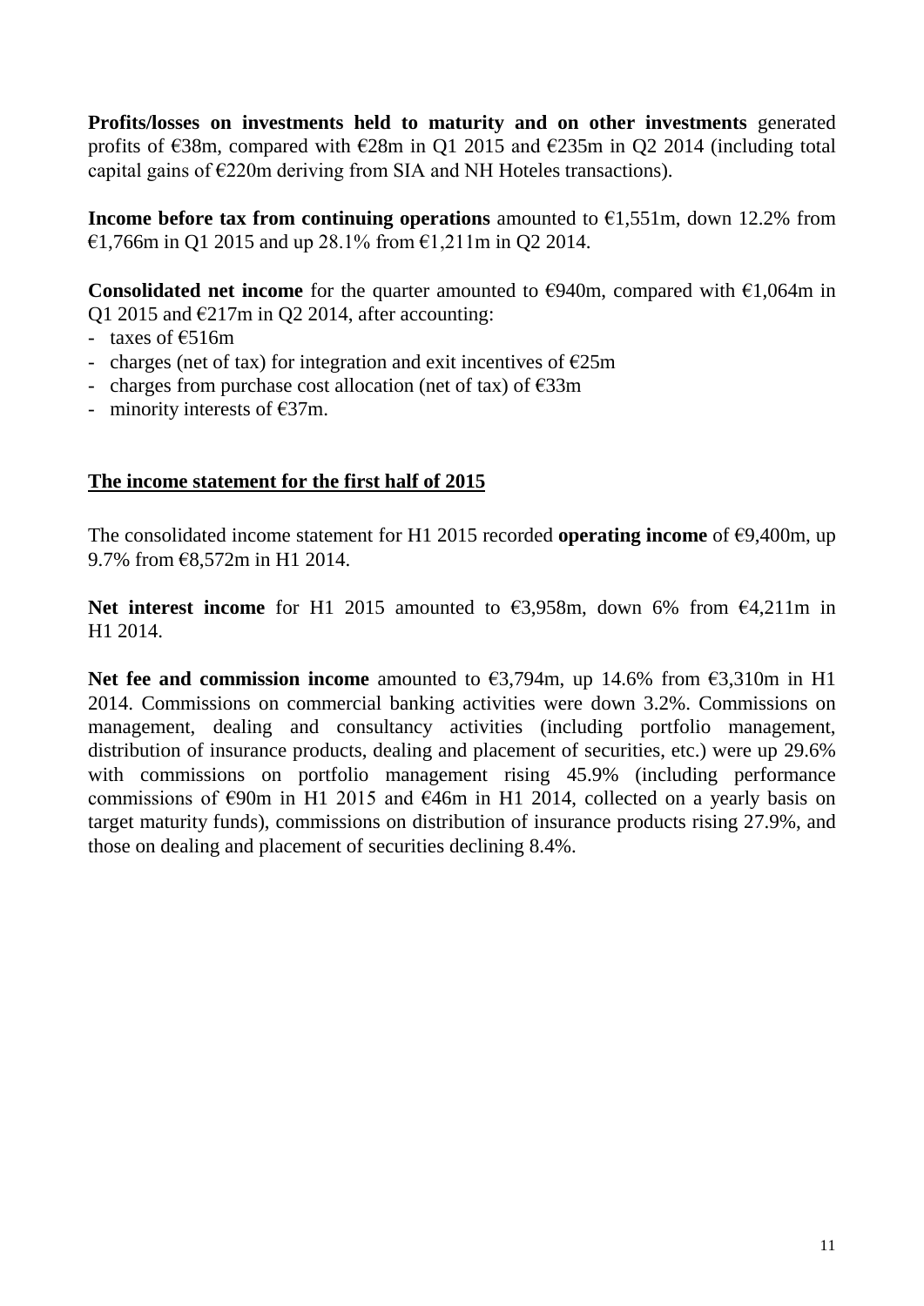**Profits/losses on investments held to maturity and on other investments** generated profits of €38m, compared with €28m in Q1 2015 and €235m in Q2 2014 (including total capital gains of €220m deriving from SIA and NH Hoteles transactions).

**Income before tax from continuing operations** amounted to €1,551m, down 12.2% from €1,766m in Q1 2015 and up 28.1% from €1,211m in Q2 2014.

**Consolidated net income** for the quarter amounted to €940m, compared with €1,064m in Q1 2015 and €217m in Q2 2014, after accounting:

- taxes of €516m
- charges (net of tax) for integration and exit incentives of €25m
- charges from purchase cost allocation (net of tax) of €33m
- minority interests of €37m.

## The income statement for the first half of 2015

The consolidated income statement for H1 2015 recorded **operating income** of €9,400m, up 9.7% from €8,572m in H1 2014.

**Net interest income** for H1 2015 amounted to €3,958m, down 6% from €4,211m in H1 2014.

**Net fee and commission income** amounted to €3,794m, up 14.6% from €3,310m in H1 2014. Commissions on commercial banking activities were down 3.2%. Commissions on management, dealing and consultancy activities (including portfolio management, distribution of insurance products, dealing and placement of securities, etc.) were up 29.6% with commissions on portfolio management rising 45.9% (including performance commissions of €90m in H1 2015 and €46m in H1 2014, collected on a yearly basis on target maturity funds), commissions on distribution of insurance products rising 27.9%, and those on dealing and placement of securities declining 8.4%.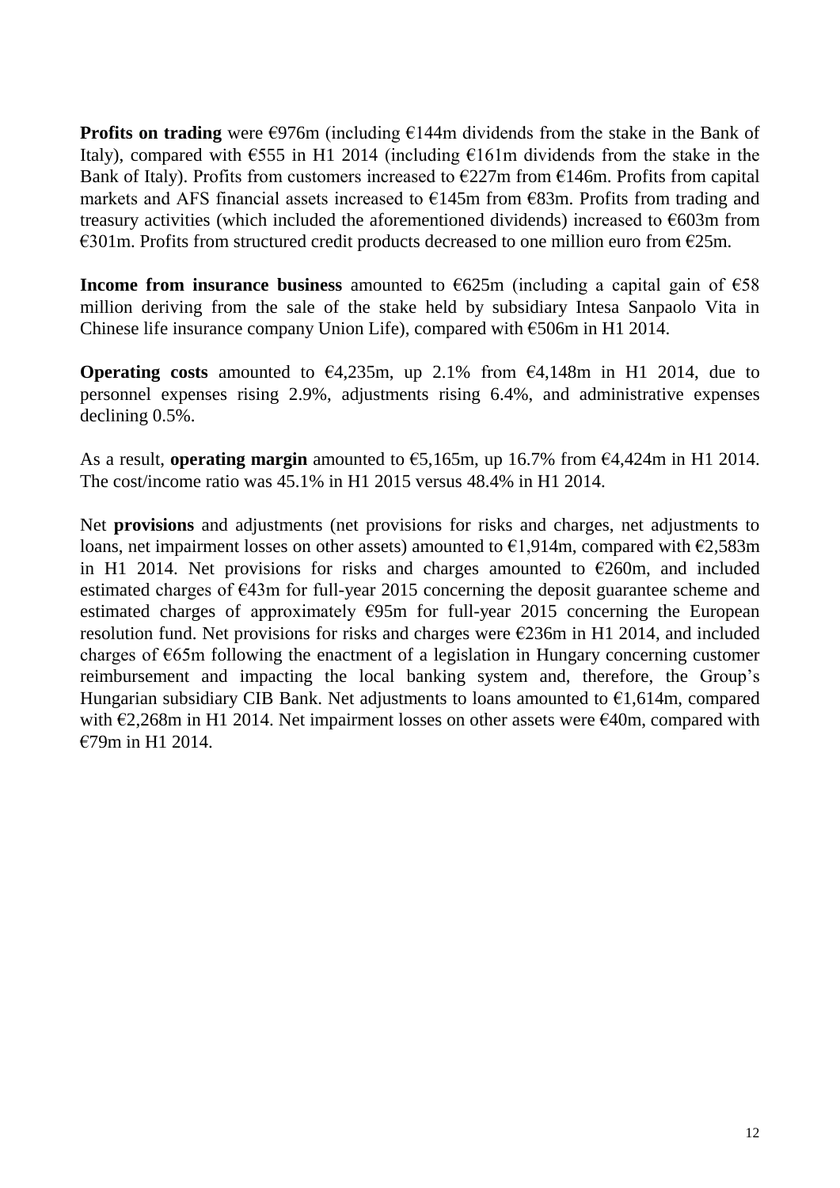**Profits on trading** were €976m (including €144m dividends from the stake in the Bank of Italy), compared with €555 in H1 2014 (including €161m dividends from the stake in the Bank of Italy). Profits from customers increased to €227m from €146m. Profits from capital markets and AFS financial assets increased to €145m from €83m. Profits from trading and treasury activities (which included the aforementioned dividends) increased to €603m from €301m. Profits from structured credit products decreased to one million euro from €25m.

**Income from insurance business** amounted to €625m (including a capital gain of €58 million deriving from the sale of the stake held by subsidiary Intesa Sanpaolo Vita in Chinese life insurance company Union Life), compared with €506m in H1 2014.

**Operating costs** amounted to €4,235m, up 2.1% from €4,148m in H1 2014, due to personnel expenses rising 2.9%, adjustments rising 6.4%, and administrative expenses declining 0.5%.

As a result, **operating margin** amounted to €5,165m, up 16.7% from €4,424m in H1 2014. The cost/income ratio was 45.1% in H1 2015 versus 48.4% in H1 2014.

Net **provisions** and adjustments (net provisions for risks and charges, net adjustments to loans, net impairment losses on other assets) amounted to €1,914m, compared with €2,583m in H1 2014. Net provisions for risks and charges amounted to €260m, and included estimated charges of €43m for full-year 2015 concerning the deposit guarantee scheme and estimated charges of approximately €95m for full-year 2015 concerning the European resolution fund. Net provisions for risks and charges were €236m in H1 2014, and included charges of €65m following the enactment of a legislation in Hungary concerning customer reimbursement and impacting the local banking system and, therefore, the Group's Hungarian subsidiary CIB Bank. Net adjustments to loans amounted to €1,614m, compared with €2,268m in H1 2014. Net impairment losses on other assets were €40m, compared with €79m in H1 2014.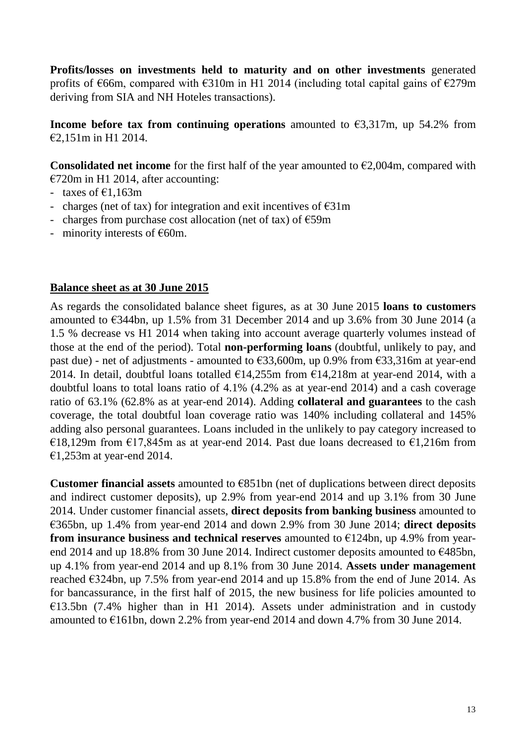**Profits/losses on investments held to maturity and on other investments** generated profits of €66m, compared with €310m in H1 2014 (including total capital gains of €279m deriving from SIA and NH Hoteles transactions).

**Income before tax from continuing operations** amounted to €3,317m, up 54.2% from €2,151m in H1 2014.

**Consolidated net income** for the first half of the year amounted to €2,004m, compared with €720m in H1 2014, after accounting:

- taxes of €1,163m
- charges (net of tax) for integration and exit incentives of €31m
- charges from purchase cost allocation (net of tax) of €59m
- minority interests of €60m.

## Balance sheet as at 30 June 2015

As regards the consolidated balance sheet figures, as at 30 June 2015 **loans to customers** amounted to €344bn, up 1.5% from 31 December 2014 and up 3.6% from 30 June 2014 (a 1.5 % decrease vs H1 2014 when taking into account average quarterly volumes instead of those at the end of the period). Total **non-performing loans** (doubtful, unlikely to pay, and past due) - net of adjustments - amounted to €33,600m, up 0.9% from €33,316m at year-end 2014. In detail, doubtful loans totalled €14,255m from €14,218m at year-end 2014, with a doubtful loans to total loans ratio of 4.1% (4.2% as at year-end 2014) and a cash coverage ratio of 63.1% (62.8% as at year-end 2014). Adding **collateral and guarantees** to the cash coverage, the total doubtful loan coverage ratio was 140% including collateral and 145% adding also personal guarantees. Loans included in the unlikely to pay category increased to €18,129m from €17,845m as at year-end 2014. Past due loans decreased to €1,216m from €1,253m at year-end 2014.

**Customer financial assets** amounted to €851bn (net of duplications between direct deposits and indirect customer deposits), up 2.9% from year-end 2014 and up 3.1% from 30 June 2014. Under customer financial assets, **direct deposits from banking business** amounted to €365bn, up 1.4% from year-end 2014 and down 2.9% from 30 June 2014; **direct deposits from insurance business and technical reserves** amounted to €124bn, up 4.9% from year-end 2014 and up 18.8% from 30 June 2014. Indirect customer deposits amounted to €485bn, up 4.1% from year-end 2014 and up 8.1% from 30 June 2014. **Assets under management** reached €324bn, up 7.5% from year-end 2014 and up 15.8% from the end of June 2014. As for bancassurance, in the first half of 2015, the new business for life policies amounted to €13.5bn (7.4% higher than in H1 2014). Assets under administration and in custody amounted to €161bn, down 2.2% from year-end 2014 and down 4.7% from 30 June 2014.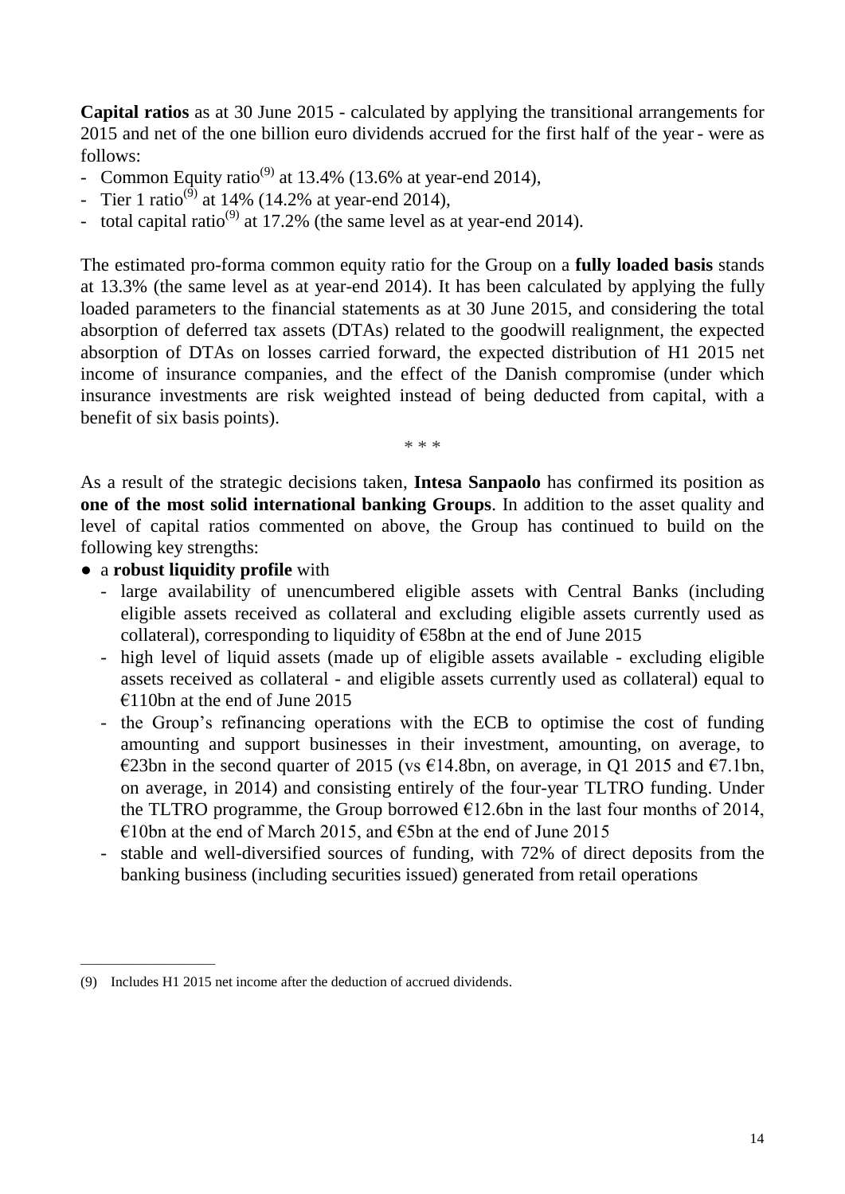**Capital ratios** as at 30 June 2015 - calculated by applying the transitional arrangements for 2015 and net of the one billion euro dividends accrued for the first half of the year - were as follows:

- Common Equity ratio[9] at 13.4% (13.6% at year-end 2014),
- Tier 1 ratio[9] at 14% (14.2% at year-end 2014),
- total capital ratio[9] at 17.2% (the same level as at year-end 2014).

The estimated pro-forma common equity ratio for the Group on a **fully loaded basis** stands at 13.3% (the same level as at year-end 2014). It has been calculated by applying the fully loaded parameters to the financial statements as at 30 June 2015, and considering the total absorption of deferred tax assets (DTAs) related to the goodwill realignment, the expected absorption of DTAs on losses carried forward, the expected distribution of H1 2015 net income of insurance companies, and the effect of the Danish compromise (under which insurance investments are risk weighted instead of being deducted from capital, with a benefit of six basis points).

\* \* \*

As a result of the strategic decisions taken, **Intesa Sanpaolo** has confirmed its position as **one of the most solid international banking Groups**. In addition to the asset quality and level of capital ratios commented on above, the Group has continued to build on the following key strengths:

- a **robust liquidity profile** with
  - large availability of unencumbered eligible assets with Central Banks (including eligible assets received as collateral and excluding eligible assets currently used as collateral), corresponding to liquidity of €58bn at the end of June 2015
  - high level of liquid assets (made up of eligible assets available - excluding eligible assets received as collateral - and eligible assets currently used as collateral) equal to €110bn at the end of June 2015
  - the Group's refinancing operations with the ECB to optimise the cost of funding amounting and support businesses in their investment, amounting, on average, to €23bn in the second quarter of 2015 (vs €14.8bn, on average, in Q1 2015 and €7.1bn, on average, in 2014) and consisting entirely of the four-year TLTRO funding. Under the TLTRO programme, the Group borrowed €12.6bn in the last four months of 2014, €10bn at the end of March 2015, and €5bn at the end of June 2015
  - stable and well-diversified sources of funding, with 72% of direct deposits from the banking business (including securities issued) generated from retail operations

---

(9) Includes H1 2015 net income after the deduction of accrued dividends.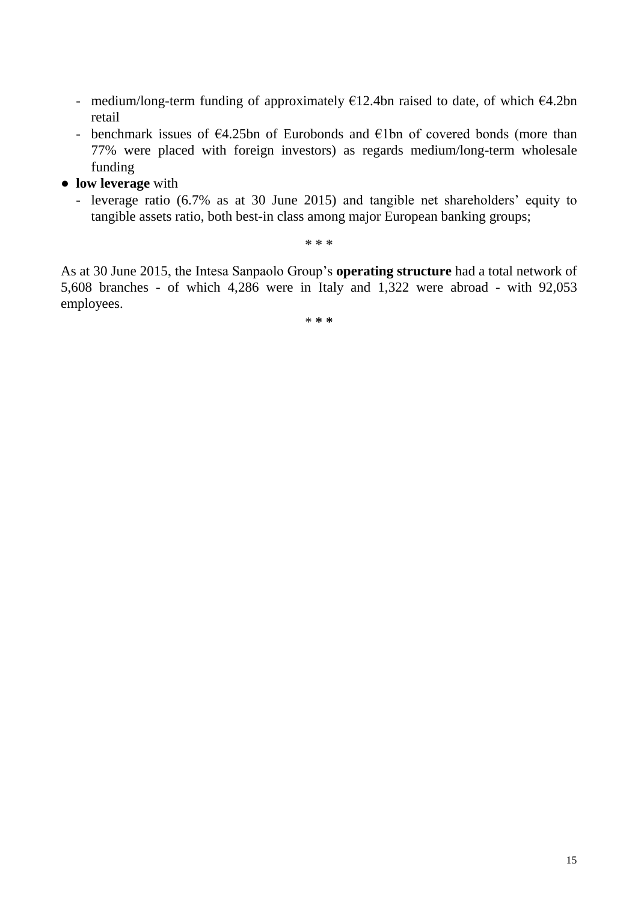- medium/long-term funding of approximately €12.4bn raised to date, of which €4.2bn retail
  - benchmark issues of €4.25bn of Eurobonds and €1bn of covered bonds (more than 77% were placed with foreign investors) as regards medium/long-term wholesale funding
- **low leverage** with
  - leverage ratio (6.7% as at 30 June 2015) and tangible net shareholders' equity to tangible assets ratio, both best-in class among major European banking groups;

\* \* \*

As at 30 June 2015, the Intesa Sanpaolo Group's **operating structure** had a total network of 5,608 branches - of which 4,286 were in Italy and 1,322 were abroad - with 92,053 employees.

\* \* \*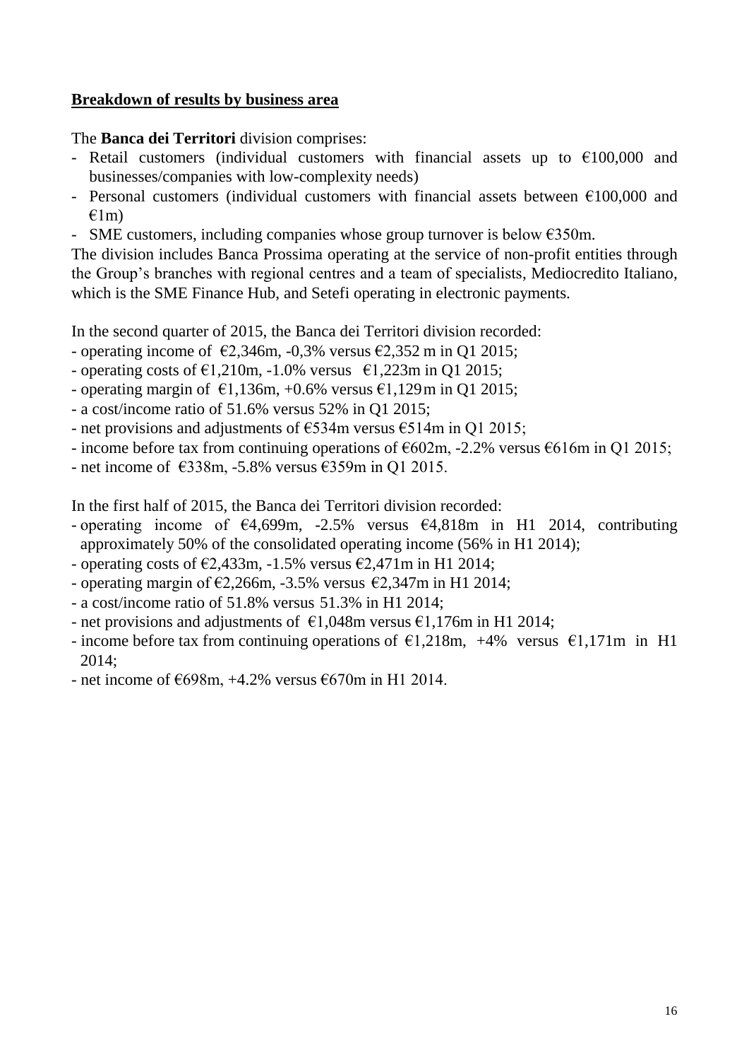**Breakdown of results by business area**

The **Banca dei Territori** division comprises:

- Retail customers (individual customers with financial assets up to €100,000 and businesses/companies with low-complexity needs)
- Personal customers (individual customers with financial assets between €100,000 and €1m)
- SME customers, including companies whose group turnover is below €350m.

The division includes Banca Prossima operating at the service of non-profit entities through the Group's branches with regional centres and a team of specialists, Mediocredito Italiano, which is the SME Finance Hub, and Setefi operating in electronic payments.

In the second quarter of 2015, the Banca dei Territori division recorded:

- operating income of €2,346m, -0,3% versus €2,352 m in Q1 2015;
- operating costs of €1,210m, -1.0% versus €1,223m in Q1 2015;
- operating margin of €1,136m, +0.6% versus €1,129m in Q1 2015;
- a cost/income ratio of 51.6% versus 52% in Q1 2015;
- net provisions and adjustments of €534m versus €514m in Q1 2015;
- income before tax from continuing operations of €602m, -2.2% versus €616m in Q1 2015;
- net income of €338m, -5.8% versus €359m in Q1 2015.

In the first half of 2015, the Banca dei Territori division recorded:

- operating income of €4,699m, -2.5% versus €4,818m in H1 2014, contributing approximately 50% of the consolidated operating income (56% in H1 2014);
- operating costs of €2,433m, -1.5% versus €2,471m in H1 2014;
- operating margin of €2,266m, -3.5% versus €2,347m in H1 2014;
- a cost/income ratio of 51.8% versus 51.3% in H1 2014;
- net provisions and adjustments of €1,048m versus €1,176m in H1 2014;
- income before tax from continuing operations of €1,218m, +4% versus €1,171m in H1 2014;
- net income of €698m, +4.2% versus €670m in H1 2014.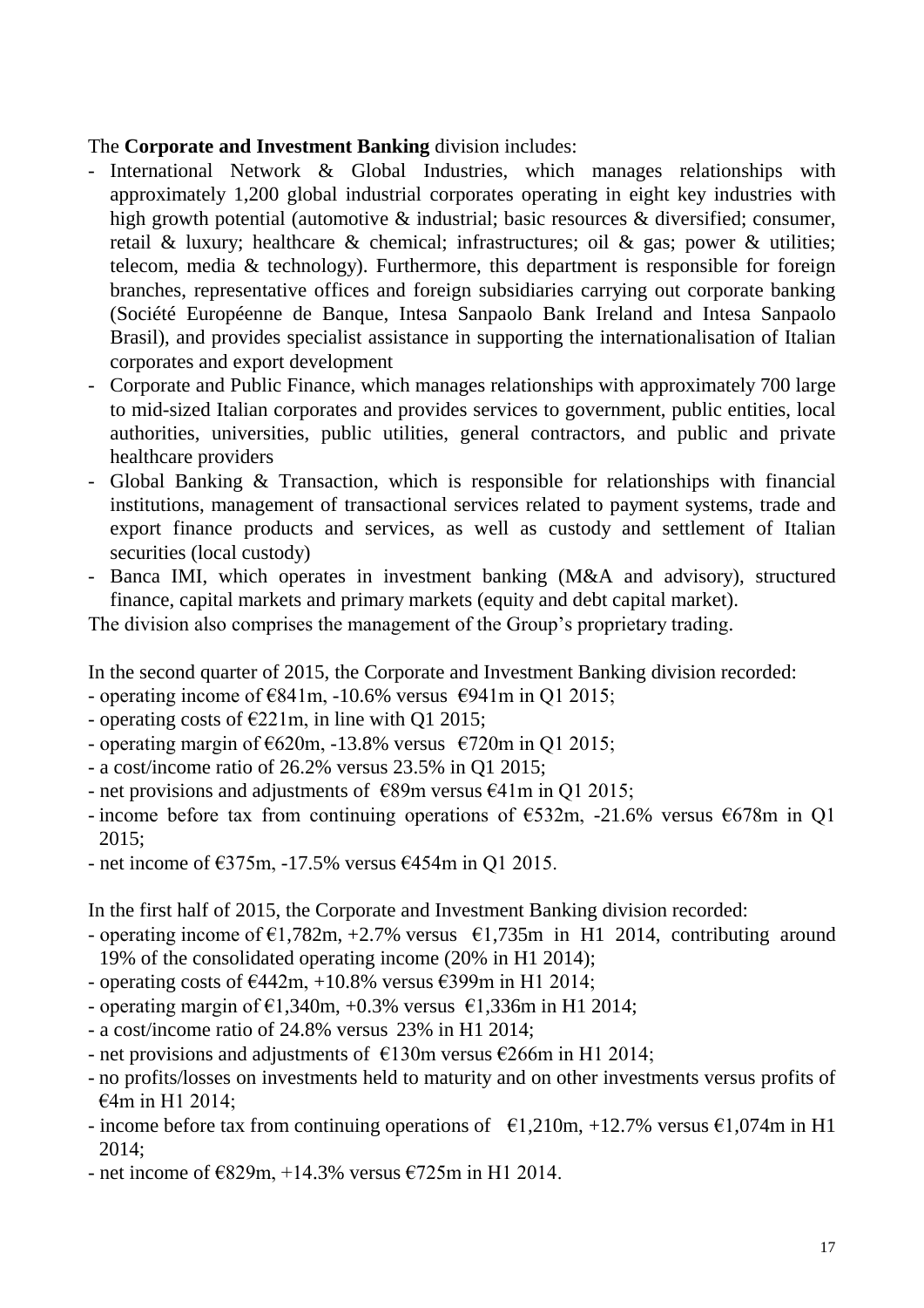The **Corporate and Investment Banking** division includes:

- International Network & Global Industries, which manages relationships with approximately 1,200 global industrial corporates operating in eight key industries with high growth potential (automotive & industrial; basic resources & diversified; consumer, retail & luxury; healthcare & chemical; infrastructures; oil & gas; power & utilities; telecom, media & technology). Furthermore, this department is responsible for foreign branches, representative offices and foreign subsidiaries carrying out corporate banking (Société Européenne de Banque, Intesa Sanpaolo Bank Ireland and Intesa Sanpaolo Brasil), and provides specialist assistance in supporting the internationalisation of Italian corporates and export development
- Corporate and Public Finance, which manages relationships with approximately 700 large to mid-sized Italian corporates and provides services to government, public entities, local authorities, universities, public utilities, general contractors, and public and private healthcare providers
- Global Banking & Transaction, which is responsible for relationships with financial institutions, management of transactional services related to payment systems, trade and export finance products and services, as well as custody and settlement of Italian securities (local custody)
- Banca IMI, which operates in investment banking (M&A and advisory), structured finance, capital markets and primary markets (equity and debt capital market).

The division also comprises the management of the Group's proprietary trading.

In the second quarter of 2015, the Corporate and Investment Banking division recorded:

- operating income of €841m, -10.6% versus €941m in Q1 2015;
- operating costs of €221m, in line with Q1 2015;
- operating margin of €620m, -13.8% versus €720m in Q1 2015;
- a cost/income ratio of 26.2% versus 23.5% in Q1 2015;
- net provisions and adjustments of €89m versus €41m in Q1 2015;
- income before tax from continuing operations of €532m, -21.6% versus €678m in Q1 2015;
- net income of €375m, -17.5% versus €454m in Q1 2015.

In the first half of 2015, the Corporate and Investment Banking division recorded:

- operating income of €1,782m, +2.7% versus €1,735m in H1 2014, contributing around 19% of the consolidated operating income (20% in H1 2014);
- operating costs of €442m, +10.8% versus €399m in H1 2014;
- operating margin of €1,340m, +0.3% versus €1,336m in H1 2014;
- a cost/income ratio of 24.8% versus 23% in H1 2014;
- net provisions and adjustments of €130m versus €266m in H1 2014;
- no profits/losses on investments held to maturity and on other investments versus profits of €4m in H1 2014;
- income before tax from continuing operations of €1,210m, +12.7% versus €1,074m in H1 2014;
- net income of €829m, +14.3% versus €725m in H1 2014.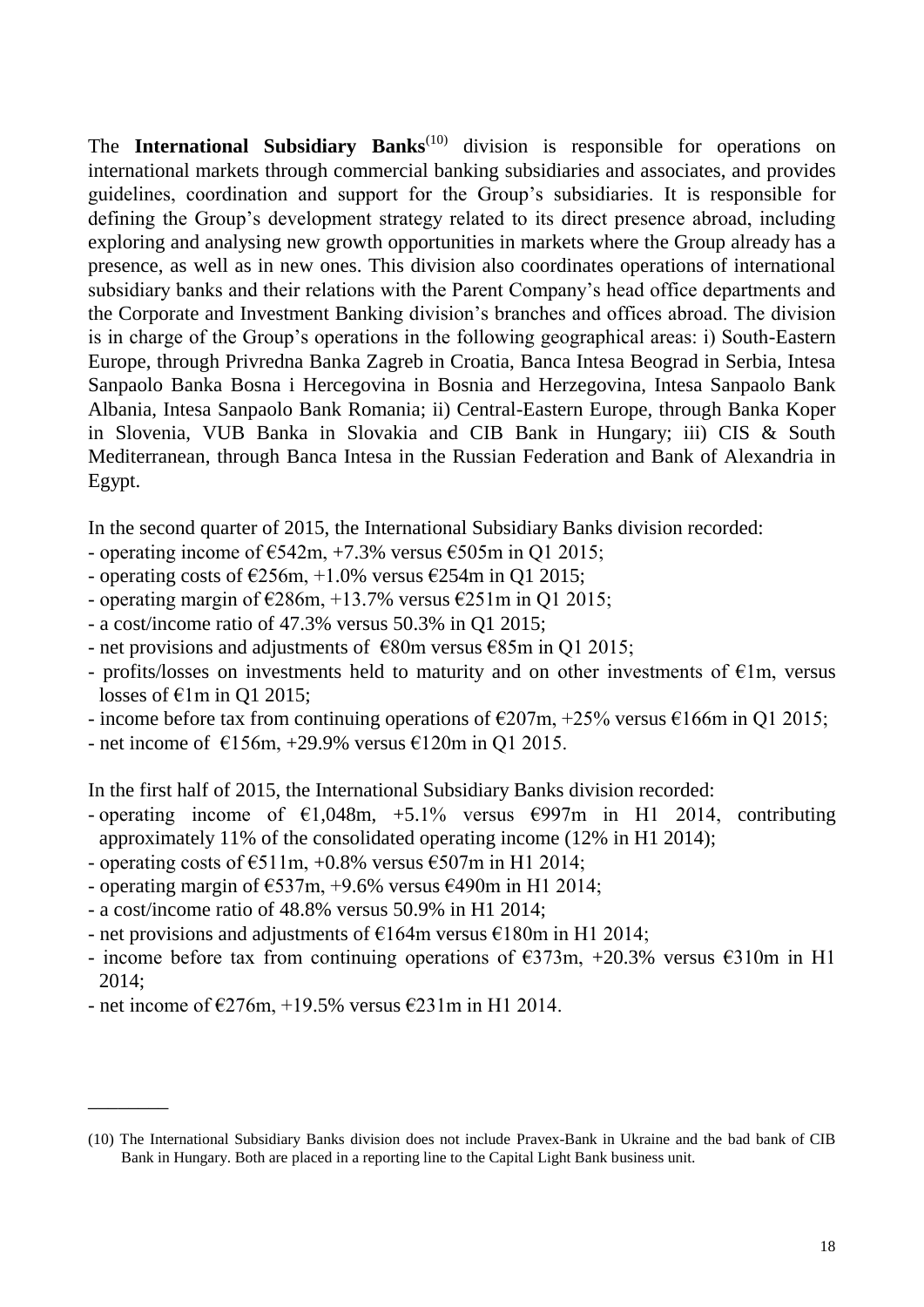The **International Subsidiary Banks**[10] division is responsible for operations on international markets through commercial banking subsidiaries and associates, and provides guidelines, coordination and support for the Group's subsidiaries. It is responsible for defining the Group's development strategy related to its direct presence abroad, including exploring and analysing new growth opportunities in markets where the Group already has a presence, as well as in new ones. This division also coordinates operations of international subsidiary banks and their relations with the Parent Company's head office departments and the Corporate and Investment Banking division's branches and offices abroad. The division is in charge of the Group's operations in the following geographical areas: i) South-Eastern Europe, through Privredna Banka Zagreb in Croatia, Banca Intesa Beograd in Serbia, Intesa Sanpaolo Banka Bosna i Hercegovina in Bosnia and Herzegovina, Intesa Sanpaolo Bank Albania, Intesa Sanpaolo Bank Romania; ii) Central-Eastern Europe, through Banka Koper in Slovenia, VUB Banka in Slovakia and CIB Bank in Hungary; iii) CIS & South Mediterranean, through Banca Intesa in the Russian Federation and Bank of Alexandria in Egypt.

In the second quarter of 2015, the International Subsidiary Banks division recorded:

- operating income of €542m, +7.3% versus €505m in Q1 2015;
- operating costs of €256m, +1.0% versus €254m in Q1 2015;
- operating margin of €286m, +13.7% versus €251m in Q1 2015;
- a cost/income ratio of 47.3% versus 50.3% in Q1 2015;
- net provisions and adjustments of €80m versus €85m in Q1 2015;
- profits/losses on investments held to maturity and on other investments of €1m, versus losses of €1m in Q1 2015;
- income before tax from continuing operations of €207m, +25% versus €166m in Q1 2015;
- net income of €156m, +29.9% versus €120m in Q1 2015.

In the first half of 2015, the International Subsidiary Banks division recorded:

- operating income of €1,048m, +5.1% versus €997m in H1 2014, contributing approximately 11% of the consolidated operating income (12% in H1 2014);
- operating costs of €511m, +0.8% versus €507m in H1 2014;
- operating margin of €537m, +9.6% versus €490m in H1 2014;
- a cost/income ratio of 48.8% versus 50.9% in H1 2014;
- net provisions and adjustments of €164m versus €180m in H1 2014;
- income before tax from continuing operations of €373m, +20.3% versus €310m in H1 2014;
- net income of €276m, +19.5% versus €231m in H1 2014.

---

(10) The International Subsidiary Banks division does not include Pravex-Bank in Ukraine and the bad bank of CIB Bank in Hungary. Both are placed in a reporting line to the Capital Light Bank business unit.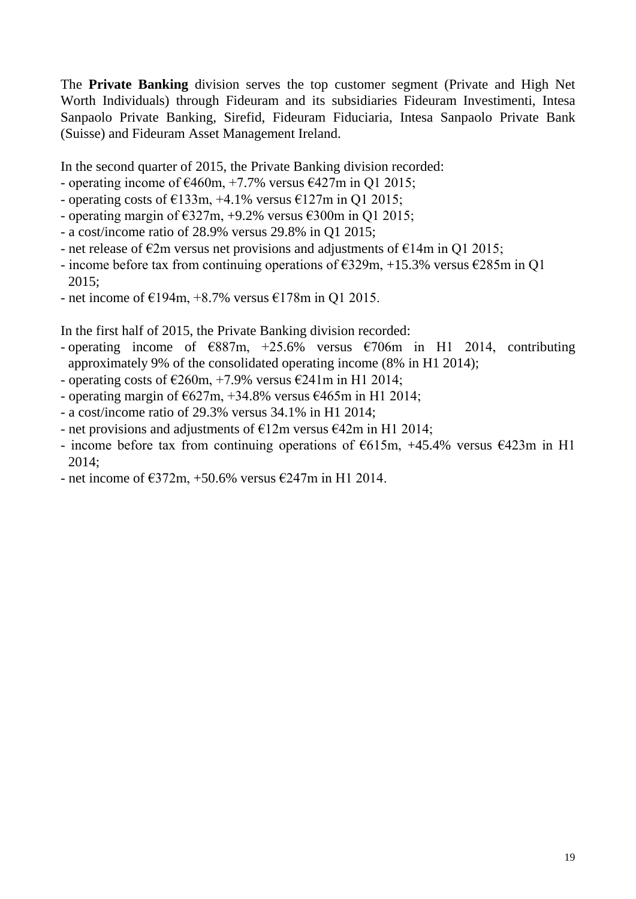The **Private Banking** division serves the top customer segment (Private and High Net Worth Individuals) through Fideuram and its subsidiaries Fideuram Investimenti, Intesa Sanpaolo Private Banking, Sirefid, Fideuram Fiduciaria, Intesa Sanpaolo Private Bank (Suisse) and Fideuram Asset Management Ireland.

In the second quarter of 2015, the Private Banking division recorded:

- operating income of €460m, +7.7% versus €427m in Q1 2015;
- operating costs of €133m, +4.1% versus €127m in Q1 2015;
- operating margin of €327m, +9.2% versus €300m in Q1 2015;
- a cost/income ratio of 28.9% versus 29.8% in Q1 2015;
- net release of €2m versus net provisions and adjustments of €14m in Q1 2015;
- income before tax from continuing operations of €329m, +15.3% versus €285m in Q1 2015;
- net income of €194m, +8.7% versus €178m in Q1 2015.

In the first half of 2015, the Private Banking division recorded:

- operating income of €887m, +25.6% versus €706m in H1 2014, contributing approximately 9% of the consolidated operating income (8% in H1 2014);
- operating costs of €260m, +7.9% versus €241m in H1 2014;
- operating margin of €627m, +34.8% versus €465m in H1 2014;
- a cost/income ratio of 29.3% versus 34.1% in H1 2014;
- net provisions and adjustments of €12m versus €42m in H1 2014;
- income before tax from continuing operations of €615m, +45.4% versus €423m in H1 2014;
- net income of €372m, +50.6% versus €247m in H1 2014.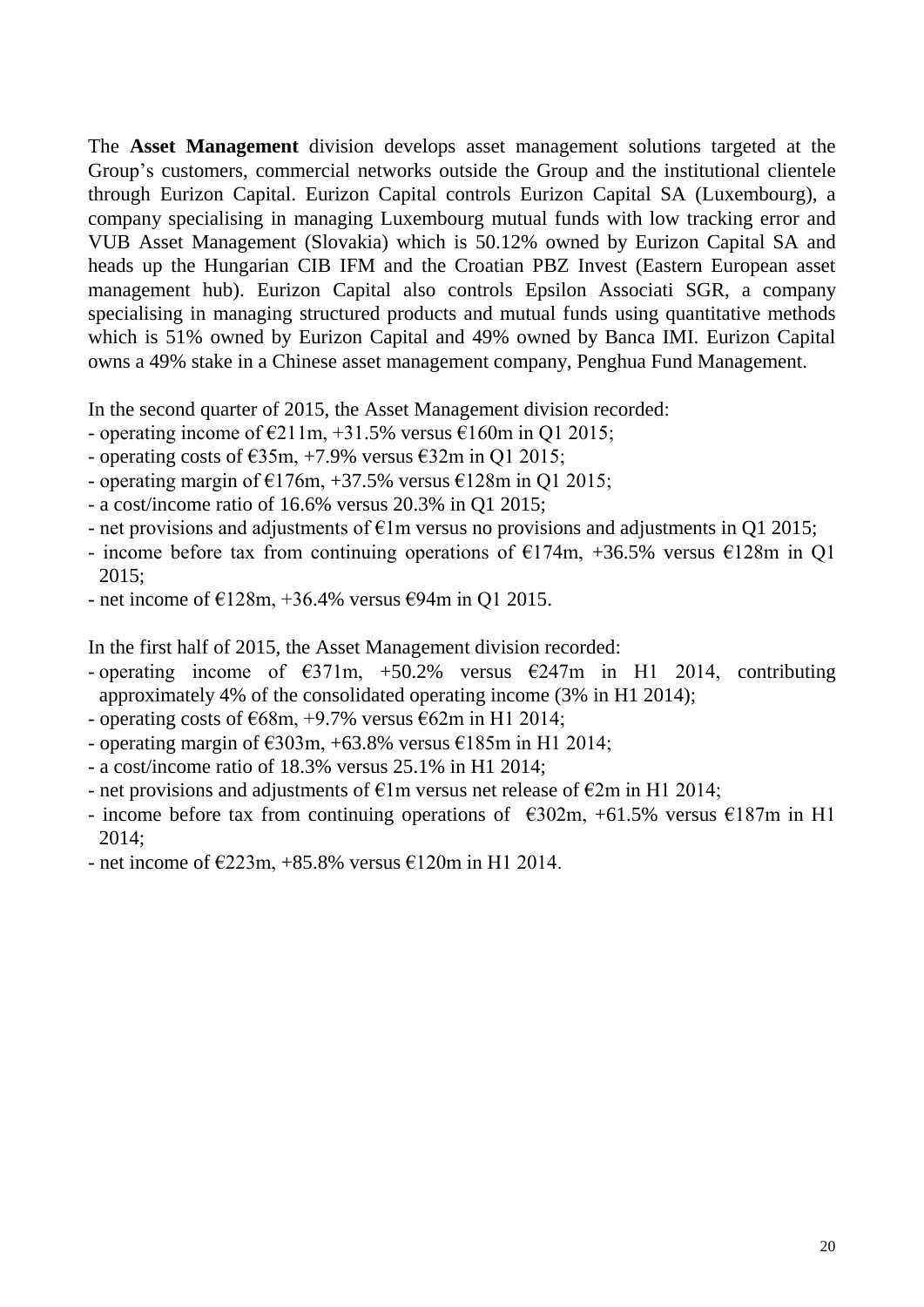The **Asset Management** division develops asset management solutions targeted at the Group's customers, commercial networks outside the Group and the institutional clientele through Eurizon Capital. Eurizon Capital controls Eurizon Capital SA (Luxembourg), a company specialising in managing Luxembourg mutual funds with low tracking error and VUB Asset Management (Slovakia) which is 50.12% owned by Eurizon Capital SA and heads up the Hungarian CIB IFM and the Croatian PBZ Invest (Eastern European asset management hub). Eurizon Capital also controls Epsilon Associati SGR, a company specialising in managing structured products and mutual funds using quantitative methods which is 51% owned by Eurizon Capital and 49% owned by Banca IMI. Eurizon Capital owns a 49% stake in a Chinese asset management company, Penghua Fund Management.

In the second quarter of 2015, the Asset Management division recorded:

- operating income of €211m, +31.5% versus €160m in Q1 2015;
- operating costs of €35m, +7.9% versus €32m in Q1 2015;
- operating margin of €176m, +37.5% versus €128m in Q1 2015;
- a cost/income ratio of 16.6% versus 20.3% in Q1 2015;
- net provisions and adjustments of €1m versus no provisions and adjustments in Q1 2015;
- income before tax from continuing operations of €174m, +36.5% versus €128m in Q1 2015;
- net income of €128m, +36.4% versus €94m in Q1 2015.

In the first half of 2015, the Asset Management division recorded:

- operating income of €371m, +50.2% versus €247m in H1 2014, contributing approximately 4% of the consolidated operating income (3% in H1 2014);
- operating costs of €68m, +9.7% versus €62m in H1 2014;
- operating margin of €303m, +63.8% versus €185m in H1 2014;
- a cost/income ratio of 18.3% versus 25.1% in H1 2014;
- net provisions and adjustments of €1m versus net release of €2m in H1 2014;
- income before tax from continuing operations of €302m, +61.5% versus €187m in H1 2014;
- net income of €223m, +85.8% versus €120m in H1 2014.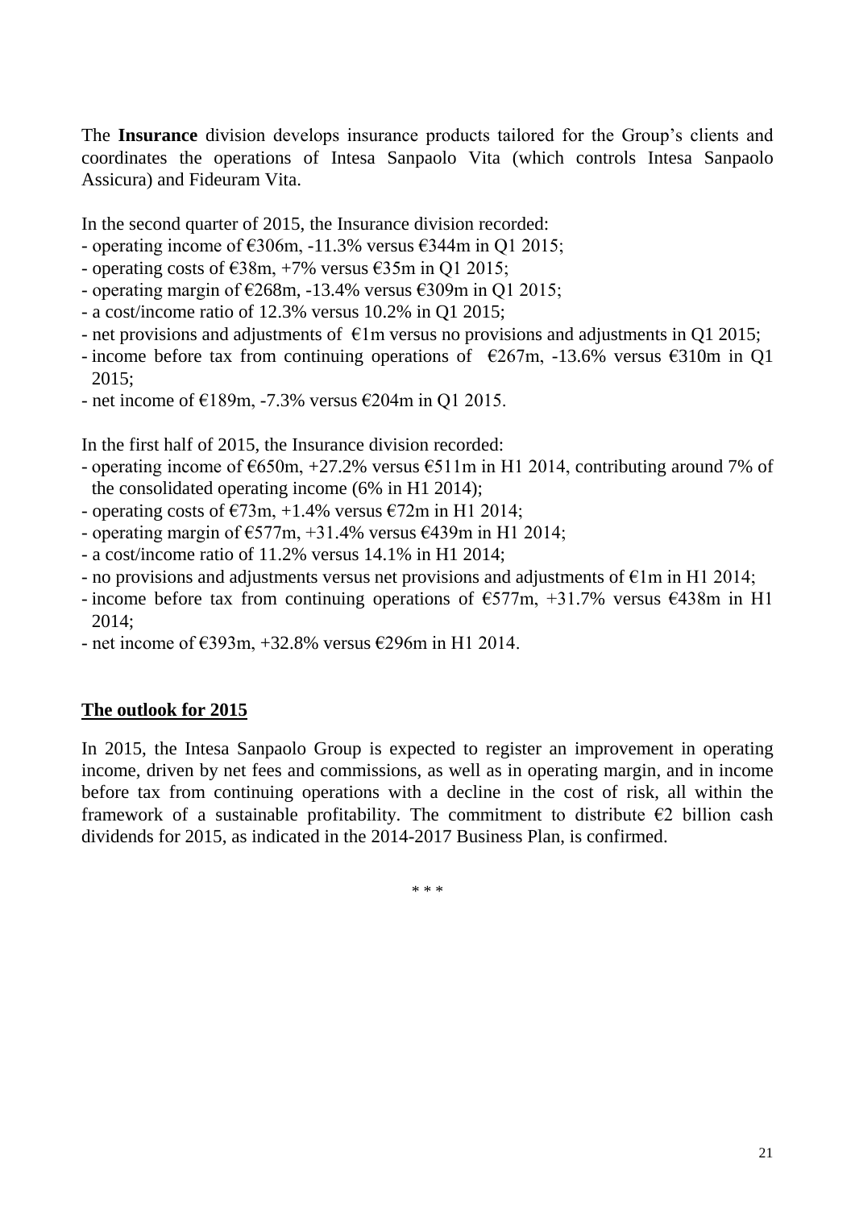The **Insurance** division develops insurance products tailored for the Group's clients and coordinates the operations of Intesa Sanpaolo Vita (which controls Intesa Sanpaolo Assicura) and Fideuram Vita.

In the second quarter of 2015, the Insurance division recorded:

- operating income of €306m, -11.3% versus €344m in Q1 2015;
- operating costs of €38m, +7% versus €35m in Q1 2015;
- operating margin of €268m, -13.4% versus €309m in Q1 2015;
- a cost/income ratio of 12.3% versus 10.2% in Q1 2015;
- net provisions and adjustments of €1m versus no provisions and adjustments in Q1 2015;
- income before tax from continuing operations of €267m, -13.6% versus €310m in Q1 2015;
- net income of €189m, -7.3% versus €204m in Q1 2015.

In the first half of 2015, the Insurance division recorded:

- operating income of €650m, +27.2% versus €511m in H1 2014, contributing around 7% of the consolidated operating income (6% in H1 2014);
- operating costs of €73m, +1.4% versus €72m in H1 2014;
- operating margin of €577m, +31.4% versus €439m in H1 2014;
- a cost/income ratio of 11.2% versus 14.1% in H1 2014;
- no provisions and adjustments versus net provisions and adjustments of €1m in H1 2014;
- income before tax from continuing operations of €577m, +31.7% versus €438m in H1 2014;
- net income of €393m, +32.8% versus €296m in H1 2014.

## The outlook for 2015

In 2015, the Intesa Sanpaolo Group is expected to register an improvement in operating income, driven by net fees and commissions, as well as in operating margin, and in income before tax from continuing operations with a decline in the cost of risk, all within the framework of a sustainable profitability. The commitment to distribute €2 billion cash dividends for 2015, as indicated in the 2014-2017 Business Plan, is confirmed.

\* \* \*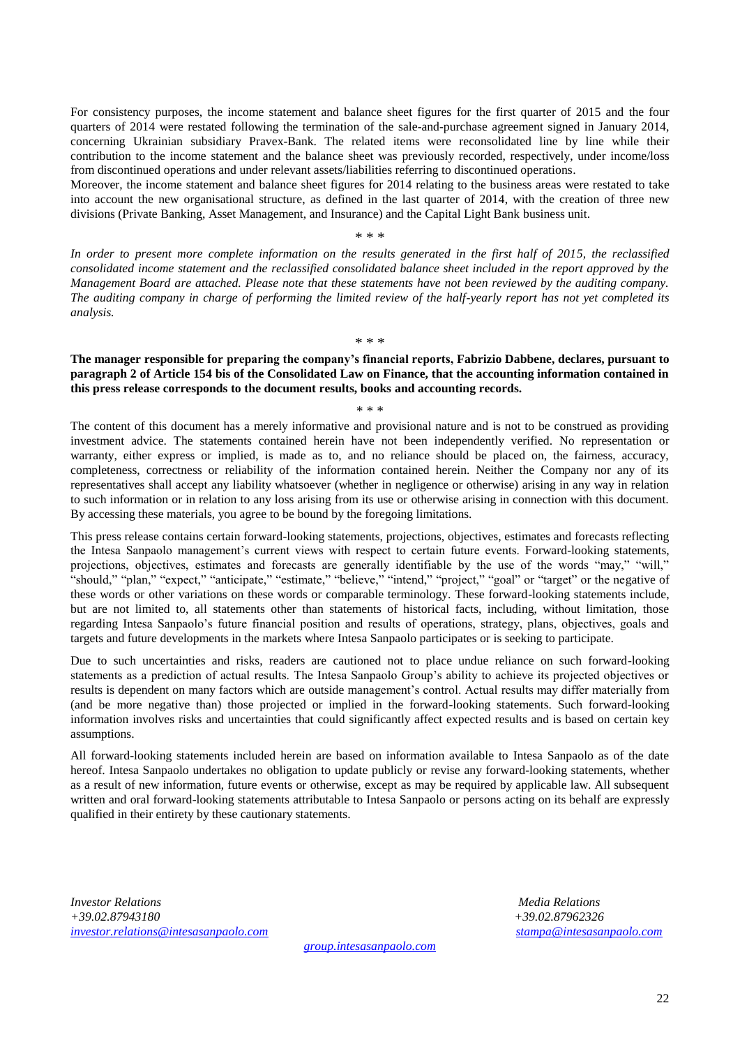For consistency purposes, the income statement and balance sheet figures for the first quarter of 2015 and the four quarters of 2014 were restated following the termination of the sale-and-purchase agreement signed in January 2014, concerning Ukrainian subsidiary Pravex-Bank. The related items were reconsolidated line by line while their contribution to the income statement and the balance sheet was previously recorded, respectively, under income/loss from discontinued operations and under relevant assets/liabilities referring to discontinued operations.

Moreover, the income statement and balance sheet figures for 2014 relating to the business areas were restated to take into account the new organisational structure, as defined in the last quarter of 2014, with the creation of three new divisions (Private Banking, Asset Management, and Insurance) and the Capital Light Bank business unit.

\* \* \*

*In order to present more complete information on the results generated in the first half of 2015, the reclassified consolidated income statement and the reclassified consolidated balance sheet included in the report approved by the Management Board are attached. Please note that these statements have not been reviewed by the auditing company. The auditing company in charge of performing the limited review of the half-yearly report has not yet completed its analysis.*

\* \* \*

**The manager responsible for preparing the company's financial reports, Fabrizio Dabbene, declares, pursuant to paragraph 2 of Article 154 bis of the Consolidated Law on Finance, that the accounting information contained in this press release corresponds to the document results, books and accounting records.**

\* \* \*

The content of this document has a merely informative and provisional nature and is not to be construed as providing investment advice. The statements contained herein have not been independently verified. No representation or warranty, either express or implied, is made as to, and no reliance should be placed on, the fairness, accuracy, completeness, correctness or reliability of the information contained herein. Neither the Company nor any of its representatives shall accept any liability whatsoever (whether in negligence or otherwise) arising in any way in relation to such information or in relation to any loss arising from its use or otherwise arising in connection with this document. By accessing these materials, you agree to be bound by the foregoing limitations.

This press release contains certain forward-looking statements, projections, objectives, estimates and forecasts reflecting the Intesa Sanpaolo management's current views with respect to certain future events. Forward-looking statements, projections, objectives, estimates and forecasts are generally identifiable by the use of the words "may," "will," "should," "plan," "expect," "anticipate," "estimate," "believe," "intend," "project," "goal" or "target" or the negative of these words or other variations on these words or comparable terminology. These forward-looking statements include, but are not limited to, all statements other than statements of historical facts, including, without limitation, those regarding Intesa Sanpaolo's future financial position and results of operations, strategy, plans, objectives, goals and targets and future developments in the markets where Intesa Sanpaolo participates or is seeking to participate.

Due to such uncertainties and risks, readers are cautioned not to place undue reliance on such forward-looking statements as a prediction of actual results. The Intesa Sanpaolo Group's ability to achieve its projected objectives or results is dependent on many factors which are outside management's control. Actual results may differ materially from (and be more negative than) those projected or implied in the forward-looking statements. Such forward-looking information involves risks and uncertainties that could significantly affect expected results and is based on certain key assumptions.

All forward-looking statements included herein are based on information available to Intesa Sanpaolo as of the date hereof. Intesa Sanpaolo undertakes no obligation to update publicly or revise any forward-looking statements, whether as a result of new information, future events or otherwise, except as may be required by applicable law. All subsequent written and oral forward-looking statements attributable to Intesa Sanpaolo or persons acting on its behalf are expressly qualified in their entirety by these cautionary statements.

*Investor Relations*
*+39.02.87943180*
*investor.relations@intesasanpaolo.com*

*Media Relations*
*+39.02.87962326*
*stampa@intesasanpaolo.com*

*group.intesasanpaolo.com*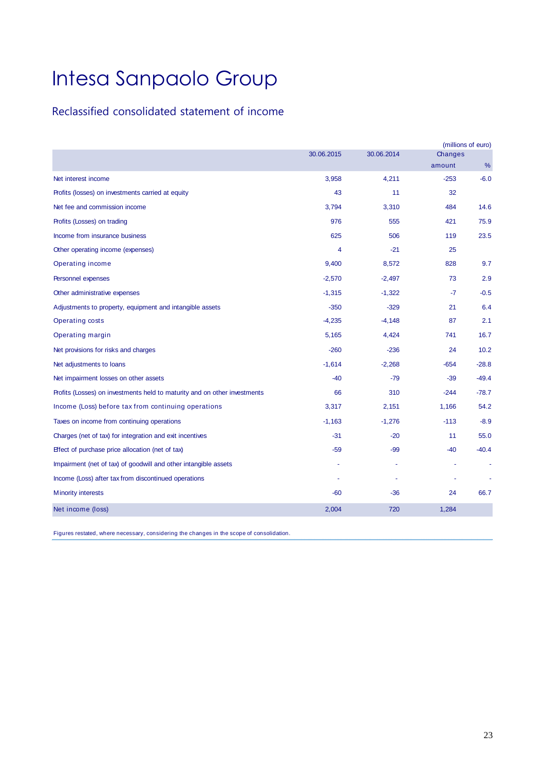# Intesa Sanpaolo Group

## Reclassified consolidated statement of income

(millions of euro)

| | 30.06.2015 | 30.06.2014 | Changes | |
|---|---|---|---|---|
| | | | amount | % |
| Net interest income | 3,958 | 4,211 | -253 | -6.0 |
| Profits (losses) on investments carried at equity | 43 | 11 | 32 | |
| Net fee and commission income | 3,794 | 3,310 | 484 | 14.6 |
| Profits (Losses) on trading | 976 | 555 | 421 | 75.9 |
| Income from insurance business | 625 | 506 | 119 | 23.5 |
| Other operating income (expenses) | 4 | -21 | 25 | |
| Operating income | 9,400 | 8,572 | 828 | 9.7 |
| Personnel expenses | -2,570 | -2,497 | 73 | 2.9 |
| Other administrative expenses | -1,315 | -1,322 | -7 | -0.5 |
| Adjustments to property, equipment and intangible assets | -350 | -329 | 21 | 6.4 |
| Operating costs | -4,235 | -4,148 | 87 | 2.1 |
| Operating margin | 5,165 | 4,424 | 741 | 16.7 |
| Net provisions for risks and charges | -260 | -236 | 24 | 10.2 |
| Net adjustments to loans | -1,614 | -2,268 | -654 | -28.8 |
| Net impairment losses on other assets | -40 | -79 | -39 | -49.4 |
| Profits (Losses) on investments held to maturity and on other investments | 66 | 310 | -244 | -78.7 |
| Income (Loss) before tax from continuing operations | 3,317 | 2,151 | 1,166 | 54.2 |
| Taxes on income from continuing operations | -1,163 | -1,276 | -113 | -8.9 |
| Charges (net of tax) for integration and exit incentives | -31 | -20 | 11 | 55.0 |
| Effect of purchase price allocation (net of tax) | -59 | -99 | -40 | -40.4 |
| Impairment (net of tax) of goodwill and other intangible assets | - | - | - | - |
| Income (Loss) after tax from discontinued operations | - | - | - | - |
| Minority interests | -60 | -36 | 24 | 66.7 |
| Net income (loss) | 2,004 | 720 | 1,284 | |

Figures restated, where necessary, considering the changes in the scope of consolidation.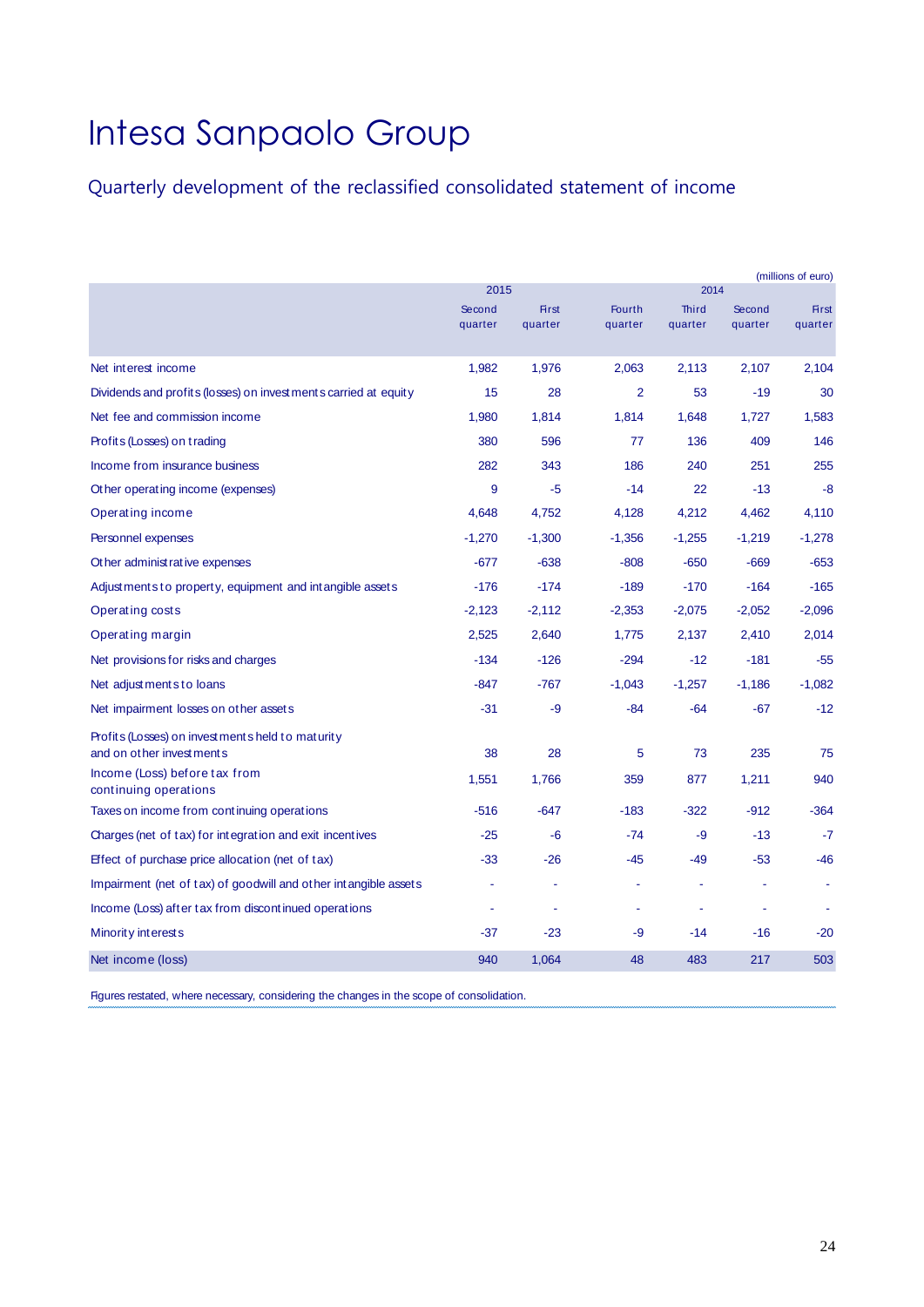# Intesa Sanpaolo Group

## Quarterly development of the reclassified consolidated statement of income

(millions of euro)

| | 2015 | | 2014 | | | |
|---|---|---|---|---|---|---|
| | Second quarter | First quarter | Fourth quarter | Third quarter | Second quarter | First quarter |
| Net interest income | 1,982 | 1,976 | 2,063 | 2,113 | 2,107 | 2,104 |
| Dividends and profits (losses) on investments carried at equity | 15 | 28 | 2 | 53 | -19 | 30 |
| Net fee and commission income | 1,980 | 1,814 | 1,814 | 1,648 | 1,727 | 1,583 |
| Profits (Losses) on trading | 380 | 596 | 77 | 136 | 409 | 146 |
| Income from insurance business | 282 | 343 | 186 | 240 | 251 | 255 |
| Other operating income (expenses) | 9 | -5 | -14 | 22 | -13 | -8 |
| Operating income | 4,648 | 4,752 | 4,128 | 4,212 | 4,462 | 4,110 |
| Personnel expenses | -1,270 | -1,300 | -1,356 | -1,255 | -1,219 | -1,278 |
| Other administrative expenses | -677 | -638 | -808 | -650 | -669 | -653 |
| Adjustments to property, equipment and intangible assets | -176 | -174 | -189 | -170 | -164 | -165 |
| Operating costs | -2,123 | -2,112 | -2,353 | -2,075 | -2,052 | -2,096 |
| Operating margin | 2,525 | 2,640 | 1,775 | 2,137 | 2,410 | 2,014 |
| Net provisions for risks and charges | -134 | -126 | -294 | -12 | -181 | -55 |
| Net adjustments to loans | -847 | -767 | -1,043 | -1,257 | -1,186 | -1,082 |
| Net impairment losses on other assets | -31 | -9 | -84 | -64 | -67 | -12 |
| Profits (Losses) on investments held to maturity and on other investments | 38 | 28 | 5 | 73 | 235 | 75 |
| Income (Loss) before tax from continuing operations | 1,551 | 1,766 | 359 | 877 | 1,211 | 940 |
| Taxes on income from continuing operations | -516 | -647 | -183 | -322 | -912 | -364 |
| Charges (net of tax) for integration and exit incentives | -25 | -6 | -74 | -9 | -13 | -7 |
| Effect of purchase price allocation (net of tax) | -33 | -26 | -45 | -49 | -53 | -46 |
| Impairment (net of tax) of goodwill and other intangible assets | - | - | - | - | - | - |
| Income (Loss) after tax from discontinued operations | - | - | - | - | - | - |
| Minority interests | -37 | -23 | -9 | -14 | -16 | -20 |
| Net income (loss) | 940 | 1,064 | 48 | 483 | 217 | 503 |

Figures restated, where necessary, considering the changes in the scope of consolidation.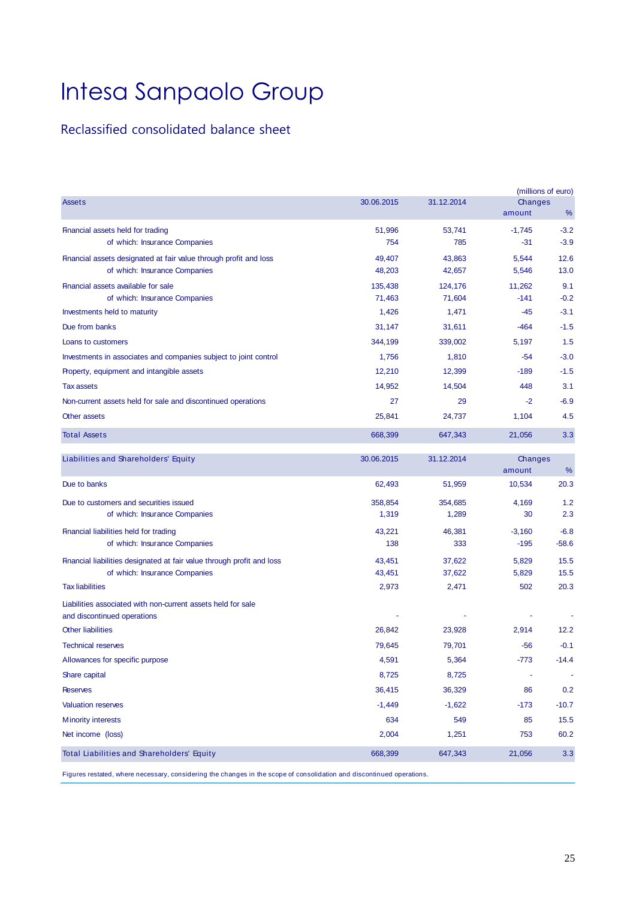# Intesa Sanpaolo Group

## Reclassified consolidated balance sheet

(millions of euro)

| Assets | 30.06.2015 | 31.12.2014 | Changes amount | Changes % |
|---|---|---|---|---|
| Financial assets held for trading | 51,996 | 53,741 | -1,745 | -3.2 |
| of which: Insurance Companies | 754 | 785 | -31 | -3.9 |
| Financial assets designated at fair value through profit and loss | 49,407 | 43,863 | 5,544 | 12.6 |
| of which: Insurance Companies | 48,203 | 42,657 | 5,546 | 13.0 |
| Financial assets available for sale | 135,438 | 124,176 | 11,262 | 9.1 |
| of which: Insurance Companies | 71,463 | 71,604 | -141 | -0.2 |
| Investments held to maturity | 1,426 | 1,471 | -45 | -3.1 |
| Due from banks | 31,147 | 31,611 | -464 | -1.5 |
| Loans to customers | 344,199 | 339,002 | 5,197 | 1.5 |
| Investments in associates and companies subject to joint control | 1,756 | 1,810 | -54 | -3.0 |
| Property, equipment and intangible assets | 12,210 | 12,399 | -189 | -1.5 |
| Tax assets | 14,952 | 14,504 | 448 | 3.1 |
| Non-current assets held for sale and discontinued operations | 27 | 29 | -2 | -6.9 |
| Other assets | 25,841 | 24,737 | 1,104 | 4.5 |
| Total Assets | 668,399 | 647,343 | 21,056 | 3.3 |

| Liabilities and Shareholders' Equity | 30.06.2015 | 31.12.2014 | Changes amount | Changes % |
|---|---|---|---|---|
| Due to banks | 62,493 | 51,959 | 10,534 | 20.3 |
| Due to customers and securities issued | 358,854 | 354,685 | 4,169 | 1.2 |
| of which: Insurance Companies | 1,319 | 1,289 | 30 | 2.3 |
| Financial liabilities held for trading | 43,221 | 46,381 | -3,160 | -6.8 |
| of which: Insurance Companies | 138 | 333 | -195 | -58.6 |
| Financial liabilities designated at fair value through profit and loss | 43,451 | 37,622 | 5,829 | 15.5 |
| of which: Insurance Companies | 43,451 | 37,622 | 5,829 | 15.5 |
| Tax liabilities | 2,973 | 2,471 | 502 | 20.3 |
| Liabilities associated with non-current assets held for sale and discontinued operations | - | - | - | - |
| Other liabilities | 26,842 | 23,928 | 2,914 | 12.2 |
| Technical reserves | 79,645 | 79,701 | -56 | -0.1 |
| Allowances for specific purpose | 4,591 | 5,364 | -773 | -14.4 |
| Share capital | 8,725 | 8,725 | - | - |
| Reserves | 36,415 | 36,329 | 86 | 0.2 |
| Valuation reserves | -1,449 | -1,622 | -173 | -10.7 |
| Minority interests | 634 | 549 | 85 | 15.5 |
| Net income (loss) | 2,004 | 1,251 | 753 | 60.2 |
| Total Liabilities and Shareholders' Equity | 668,399 | 647,343 | 21,056 | 3.3 |

Figures restated, where necessary, considering the changes in the scope of consolidation and discontinued operations.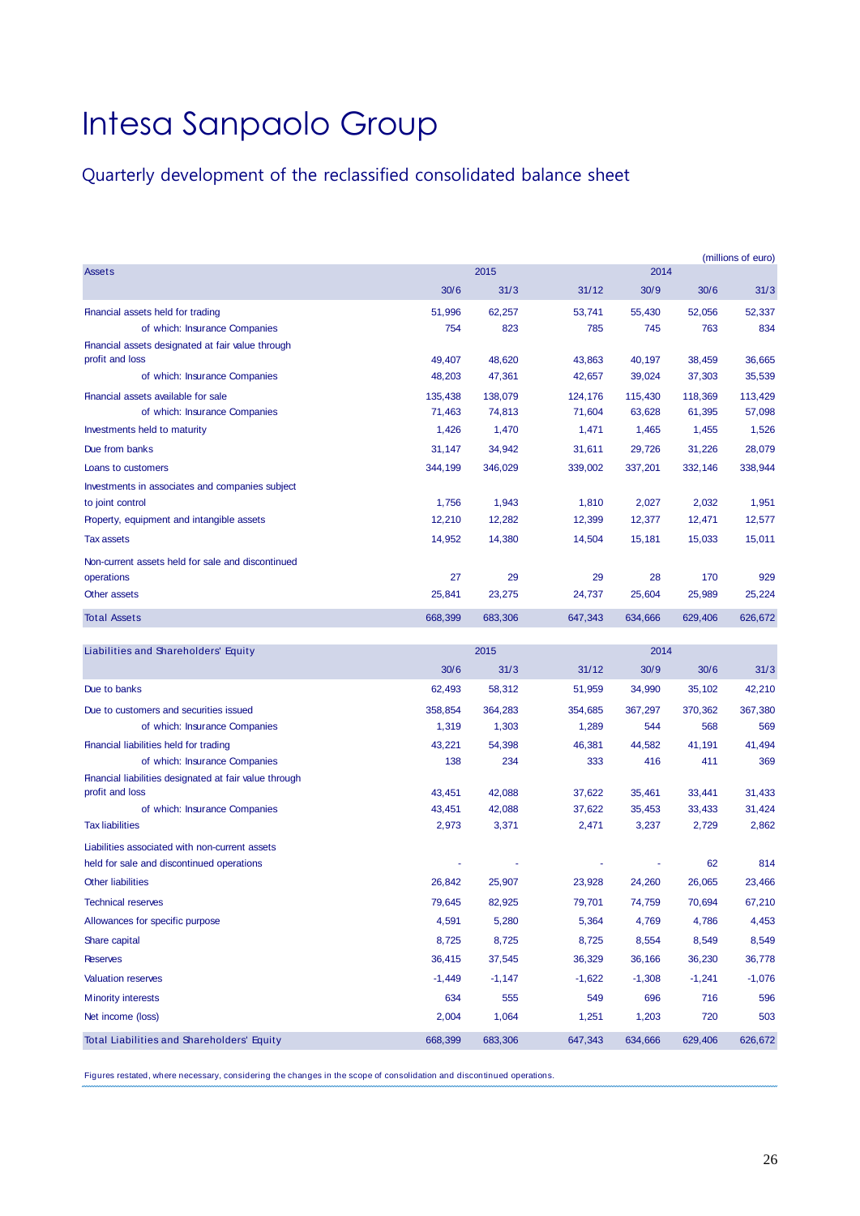# Intesa Sanpaolo Group

## Quarterly development of the reclassified consolidated balance sheet

(millions of euro)

| Assets | 2015 | | 2014 | | | |
|---|---|---|---|---|---|---|
| | 30/6 | 31/3 | 31/12 | 30/9 | 30/6 | 31/3 |
| Financial assets held for trading | 51,996 | 62,257 | 53,741 | 55,430 | 52,056 | 52,337 |
| of which: Insurance Companies | 754 | 823 | 785 | 745 | 763 | 834 |
| Financial assets designated at fair value through profit and loss | 49,407 | 48,620 | 43,863 | 40,197 | 38,459 | 36,665 |
| of which: Insurance Companies | 48,203 | 47,361 | 42,657 | 39,024 | 37,303 | 35,539 |
| Financial assets available for sale | 135,438 | 138,079 | 124,176 | 115,430 | 118,369 | 113,429 |
| of which: Insurance Companies | 71,463 | 74,813 | 71,604 | 63,628 | 61,395 | 57,098 |
| Investments held to maturity | 1,426 | 1,470 | 1,471 | 1,465 | 1,455 | 1,526 |
| Due from banks | 31,147 | 34,942 | 31,611 | 29,726 | 31,226 | 28,079 |
| Loans to customers | 344,199 | 346,029 | 339,002 | 337,201 | 332,146 | 338,944 |
| Investments in associates and companies subject to joint control | 1,756 | 1,943 | 1,810 | 2,027 | 2,032 | 1,951 |
| Property, equipment and intangible assets | 12,210 | 12,282 | 12,399 | 12,377 | 12,471 | 12,577 |
| Tax assets | 14,952 | 14,380 | 14,504 | 15,181 | 15,033 | 15,011 |
| Non-current assets held for sale and discontinued operations | 27 | 29 | 29 | 28 | 170 | 929 |
| Other assets | 25,841 | 23,275 | 24,737 | 25,604 | 25,989 | 25,224 |
| Total Assets | 668,399 | 683,306 | 647,343 | 634,666 | 629,406 | 626,672 |

| Liabilities and Shareholders' Equity | 2015 | | 2014 | | | |
|---|---|---|---|---|---|---|
| | 30/6 | 31/3 | 31/12 | 30/9 | 30/6 | 31/3 |
| Due to banks | 62,493 | 58,312 | 51,959 | 34,990 | 35,102 | 42,210 |
| Due to customers and securities issued | 358,854 | 364,283 | 354,685 | 367,297 | 370,362 | 367,380 |
| of which: Insurance Companies | 1,319 | 1,303 | 1,289 | 544 | 568 | 569 |
| Financial liabilities held for trading | 43,221 | 54,398 | 46,381 | 44,582 | 41,191 | 41,494 |
| of which: Insurance Companies | 138 | 234 | 333 | 416 | 411 | 369 |
| Financial liabilities designated at fair value through profit and loss | 43,451 | 42,088 | 37,622 | 35,461 | 33,441 | 31,433 |
| of which: Insurance Companies | 43,451 | 42,088 | 37,622 | 35,453 | 33,433 | 31,424 |
| Tax liabilities | 2,973 | 3,371 | 2,471 | 3,237 | 2,729 | 2,862 |
| Liabilities associated with non-current assets held for sale and discontinued operations | - | - | - | - | 62 | 814 |
| Other liabilities | 26,842 | 25,907 | 23,928 | 24,260 | 26,065 | 23,466 |
| Technical reserves | 79,645 | 82,925 | 79,701 | 74,759 | 70,694 | 67,210 |
| Allowances for specific purpose | 4,591 | 5,280 | 5,364 | 4,769 | 4,786 | 4,453 |
| Share capital | 8,725 | 8,725 | 8,725 | 8,554 | 8,549 | 8,549 |
| Reserves | 36,415 | 37,545 | 36,329 | 36,166 | 36,230 | 36,778 |
| Valuation reserves | -1,449 | -1,147 | -1,622 | -1,308 | -1,241 | -1,076 |
| Minority interests | 634 | 555 | 549 | 696 | 716 | 596 |
| Net income (loss) | 2,004 | 1,064 | 1,251 | 1,203 | 720 | 503 |
| Total Liabilities and Shareholders' Equity | 668,399 | 683,306 | 647,343 | 634,666 | 629,406 | 626,672 |

Figures restated, where necessary, considering the changes in the scope of consolidation and discontinued operations.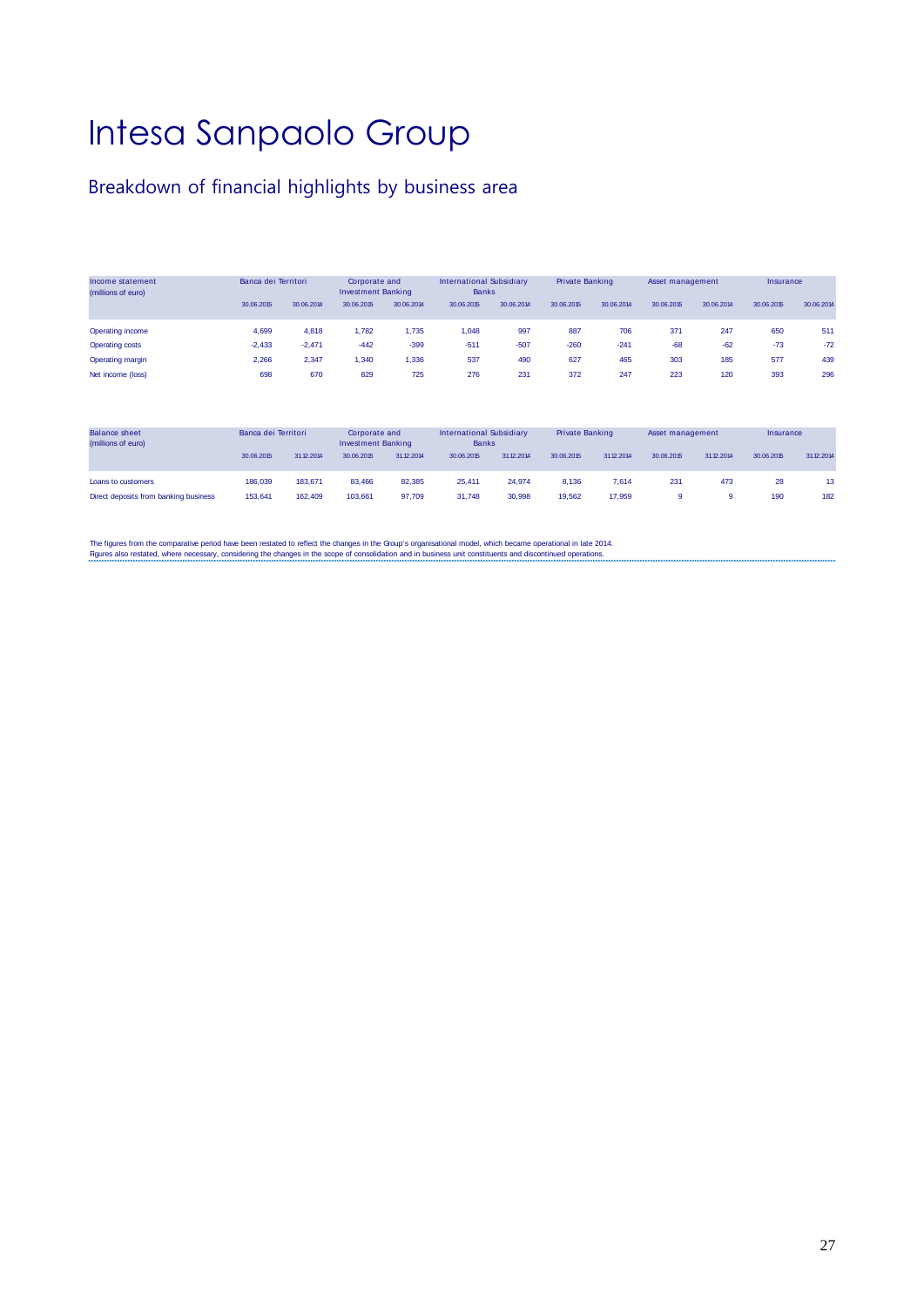# Intesa Sanpaolo Group

## Breakdown of financial highlights by business area

| Income statement (millions of euro) | Banca dei Territori | | Corporate and Investment Banking | | International Subsidiary Banks | | Private Banking | | Asset management | | Insurance | |
|---|---|---|---|---|---|---|---|---|---|---|---|---|
| | 30.06.2015 | 30.06.2014 | 30.06.2015 | 30.06.2014 | 30.06.2015 | 30.06.2014 | 30.06.2015 | 30.06.2014 | 30.06.2015 | 30.06.2014 | 30.06.2015 | 30.06.2014 |
| Operating income | 4,699 | 4,818 | 1,782 | 1,735 | 1,048 | 997 | 887 | 706 | 371 | 247 | 650 | 511 |
| Operating costs | -2,433 | -2,471 | -442 | -399 | -511 | -507 | -260 | -241 | -68 | -62 | -73 | -72 |
| Operating margin | 2,266 | 2,347 | 1,340 | 1,336 | 537 | 490 | 627 | 465 | 303 | 185 | 577 | 439 |
| Net income (loss) | 698 | 670 | 829 | 725 | 276 | 231 | 372 | 247 | 223 | 120 | 393 | 296 |

| Balance sheet (millions of euro) | Banca dei Territori | | Corporate and Investment Banking | | International Subsidiary Banks | | Private Banking | | Asset management | | Insurance | |
|---|---|---|---|---|---|---|---|---|---|---|---|---|
| | 30.06.2015 | 31.12.2014 | 30.06.2015 | 31.12.2014 | 30.06.2015 | 31.12.2014 | 30.06.2015 | 31.12.2014 | 30.06.2015 | 31.12.2014 | 30.06.2015 | 31.12.2014 |
| Loans to customers | 186,039 | 183,671 | 83,466 | 82,385 | 25,411 | 24,974 | 8,136 | 7,614 | 231 | 473 | 28 | 13 |
| Direct deposits from banking business | 153,641 | 162,409 | 103,661 | 97,709 | 31,748 | 30,998 | 19,562 | 17,959 | 9 | 9 | 190 | 182 |

The figures from the comparative period have been restated to reflect the changes in the Group's organisational model, which became operational in late 2014.
Figures also restated, where necessary, considering the changes in the scope of consolidation and in business unit constituents and discontinued operations.